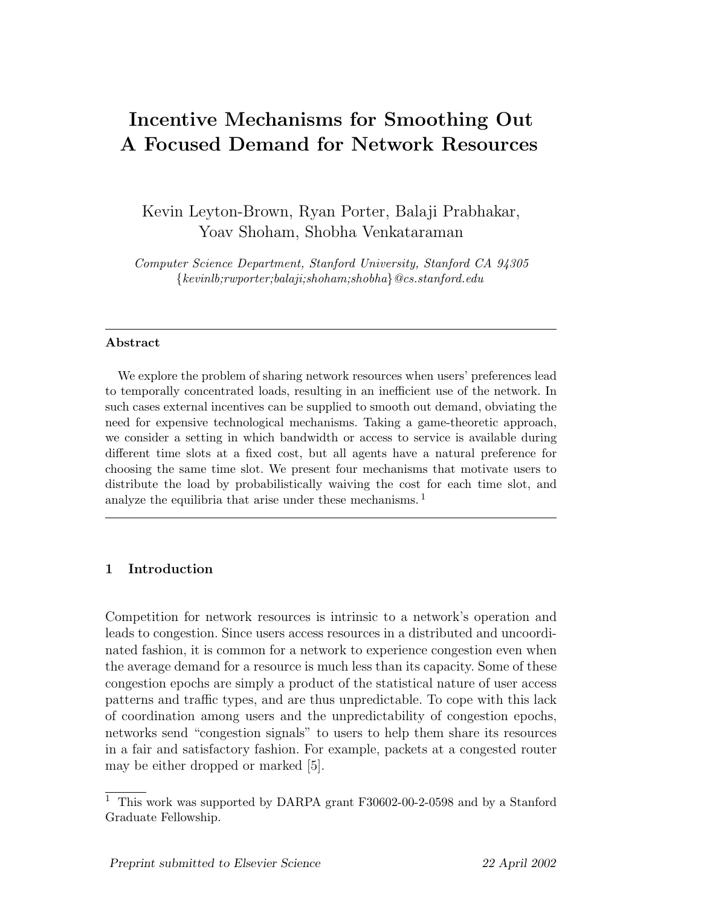# Incentive Mechanisms for Smoothing Out A Focused Demand for Network Resources

Kevin Leyton-Brown, Ryan Porter, Balaji Prabhakar, Yoav Shoham, Shobha Venkataraman

*Computer Science Department, Stanford University, Stanford CA 94305*
*{kevinlb;rwporter;balaji;shoham;shobha}@cs.stanford.edu*

---

**Abstract**

We explore the problem of sharing network resources when users' preferences lead to temporally concentrated loads, resulting in an inefficient use of the network. In such cases external incentives can be supplied to smooth out demand, obviating the need for expensive technological mechanisms. Taking a game-theoretic approach, we consider a setting in which bandwidth or access to service is available during different time slots at a fixed cost, but all agents have a natural preference for choosing the same time slot. We present four mechanisms that motivate users to distribute the load by probabilistically waiving the cost for each time slot, and analyze the equilibria that arise under these mechanisms. [1]

---

## 1 Introduction

Competition for network resources is intrinsic to a network's operation and leads to congestion. Since users access resources in a distributed and uncoordinated fashion, it is common for a network to experience congestion even when the average demand for a resource is much less than its capacity. Some of these congestion epochs are simply a product of the statistical nature of user access patterns and traffic types, and are thus unpredictable. To cope with this lack of coordination among users and the unpredictability of congestion epochs, networks send "congestion signals" to users to help them share its resources in a fair and satisfactory fashion. For example, packets at a congested router may be either dropped or marked [5].

[1] This work was supported by DARPA grant F30602-00-2-0598 and by a Stanford Graduate Fellowship.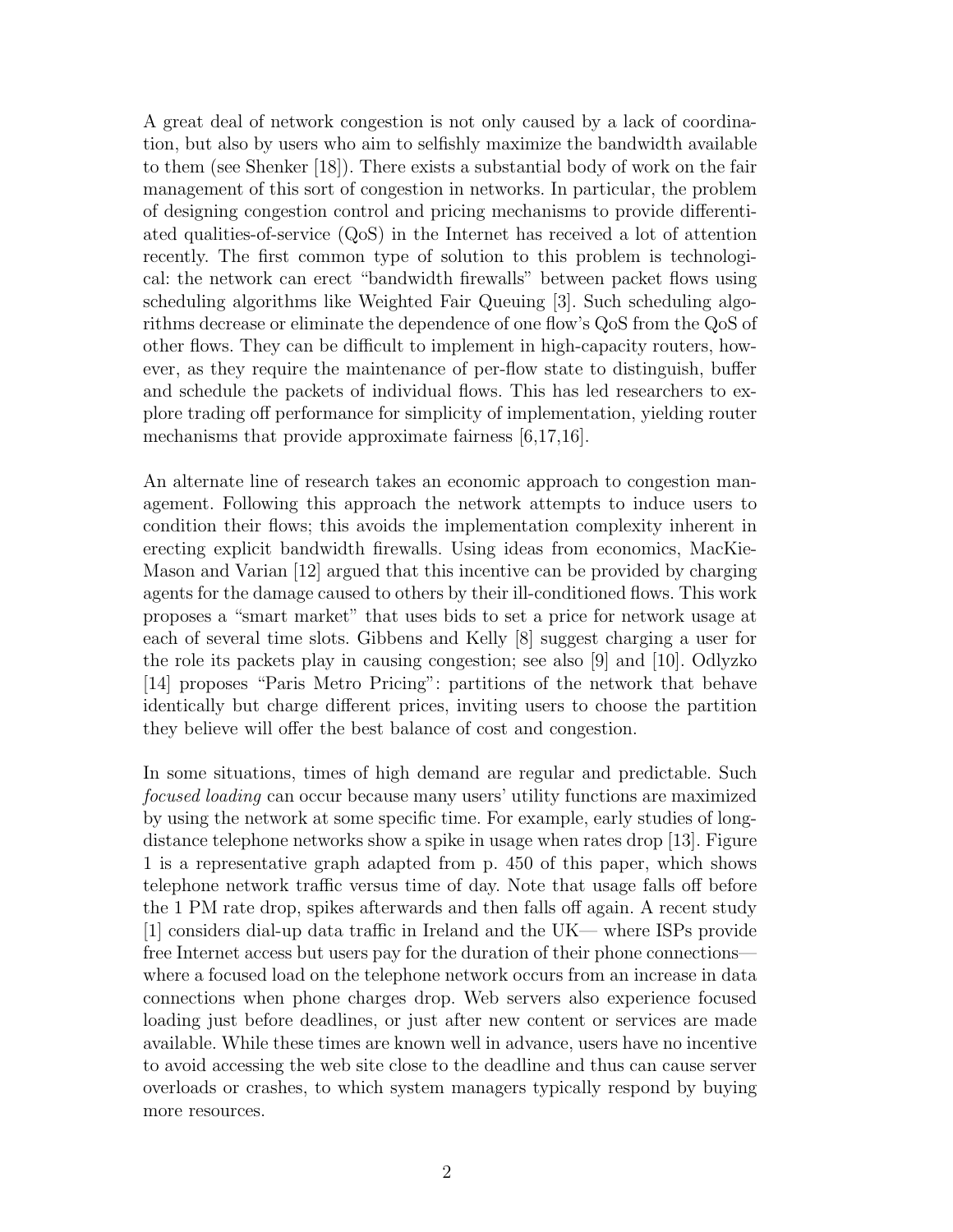A great deal of network congestion is not only caused by a lack of coordination, but also by users who aim to selfishly maximize the bandwidth available to them (see Shenker [18]). There exists a substantial body of work on the fair management of this sort of congestion in networks. In particular, the problem of designing congestion control and pricing mechanisms to provide differentiated qualities-of-service (QoS) in the Internet has received a lot of attention recently. The first common type of solution to this problem is technological: the network can erect "bandwidth firewalls" between packet flows using scheduling algorithms like Weighted Fair Queuing [3]. Such scheduling algorithms decrease or eliminate the dependence of one flow's QoS from the QoS of other flows. They can be difficult to implement in high-capacity routers, however, as they require the maintenance of per-flow state to distinguish, buffer and schedule the packets of individual flows. This has led researchers to explore trading off performance for simplicity of implementation, yielding router mechanisms that provide approximate fairness [6,17,16].

An alternate line of research takes an economic approach to congestion management. Following this approach the network attempts to induce users to condition their flows; this avoids the implementation complexity inherent in erecting explicit bandwidth firewalls. Using ideas from economics, MacKie-Mason and Varian [12] argued that this incentive can be provided by charging agents for the damage caused to others by their ill-conditioned flows. This work proposes a "smart market" that uses bids to set a price for network usage at each of several time slots. Gibbens and Kelly [8] suggest charging a user for the role its packets play in causing congestion; see also [9] and [10]. Odlyzko [14] proposes "Paris Metro Pricing": partitions of the network that behave identically but charge different prices, inviting users to choose the partition they believe will offer the best balance of cost and congestion.

In some situations, times of high demand are regular and predictable. Such *focused loading* can occur because many users' utility functions are maximized by using the network at some specific time. For example, early studies of long-distance telephone networks show a spike in usage when rates drop [13]. Figure 1 is a representative graph adapted from p. 450 of this paper, which shows telephone network traffic versus time of day. Note that usage falls off before the 1 PM rate drop, spikes afterwards and then falls off again. A recent study [1] considers dial-up data traffic in Ireland and the UK— where ISPs provide free Internet access but users pay for the duration of their phone connections— where a focused load on the telephone network occurs from an increase in data connections when phone charges drop. Web servers also experience focused loading just before deadlines, or just after new content or services are made available. While these times are known well in advance, users have no incentive to avoid accessing the web site close to the deadline and thus can cause server overloads or crashes, to which system managers typically respond by buying more resources.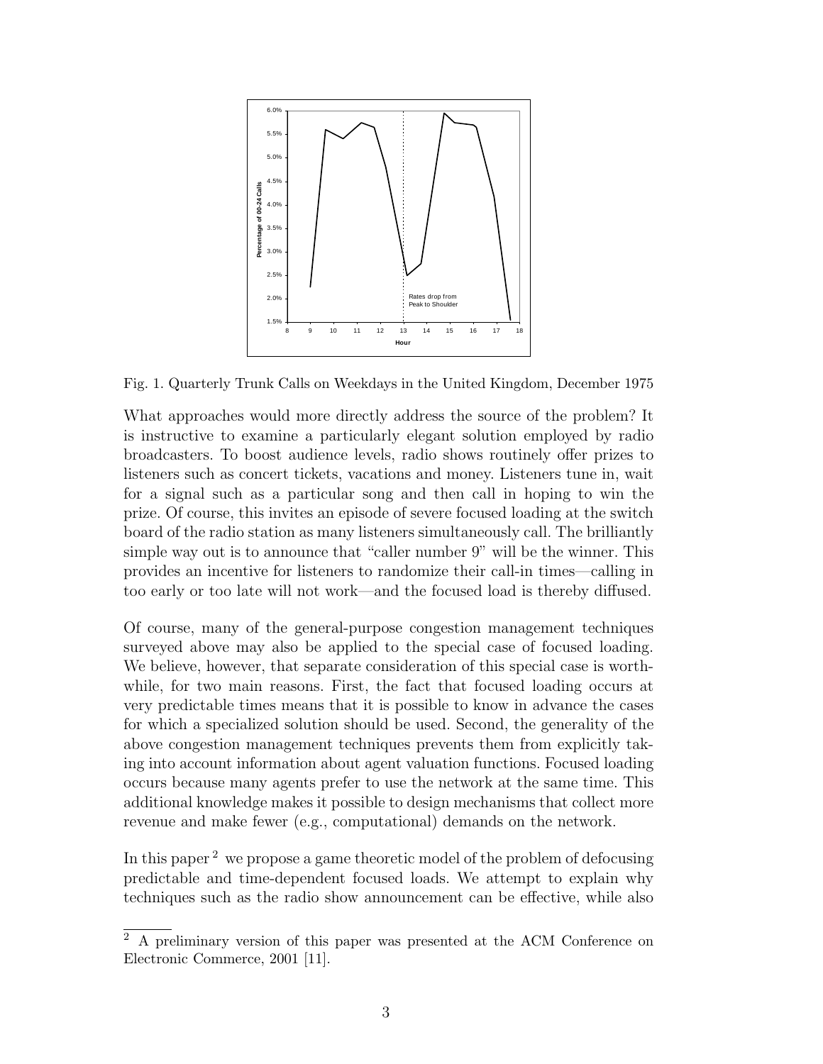Fig. 1. Quarterly Trunk Calls on Weekdays in the United Kingdom, December 1975

What approaches would more directly address the source of the problem? It is instructive to examine a particularly elegant solution employed by radio broadcasters. To boost audience levels, radio shows routinely offer prizes to listeners such as concert tickets, vacations and money. Listeners tune in, wait for a signal such as a particular song and then call in hoping to win the prize. Of course, this invites an episode of severe focused loading at the switch board of the radio station as many listeners simultaneously call. The brilliantly simple way out is to announce that "caller number 9" will be the winner. This provides an incentive for listeners to randomize their call-in times—calling in too early or too late will not work—and the focused load is thereby diffused.

Of course, many of the general-purpose congestion management techniques surveyed above may also be applied to the special case of focused loading. We believe, however, that separate consideration of this special case is worthwhile, for two main reasons. First, the fact that focused loading occurs at very predictable times means that it is possible to know in advance the cases for which a specialized solution should be used. Second, the generality of the above congestion management techniques prevents them from explicitly taking into account information about agent valuation functions. Focused loading occurs because many agents prefer to use the network at the same time. This additional knowledge makes it possible to design mechanisms that collect more revenue and make fewer (e.g., computational) demands on the network.

In this paper [2] we propose a game theoretic model of the problem of defocusing predictable and time-dependent focused loads. We attempt to explain why techniques such as the radio show announcement can be effective, while also

[2] A preliminary version of this paper was presented at the ACM Conference on Electronic Commerce, 2001 [11].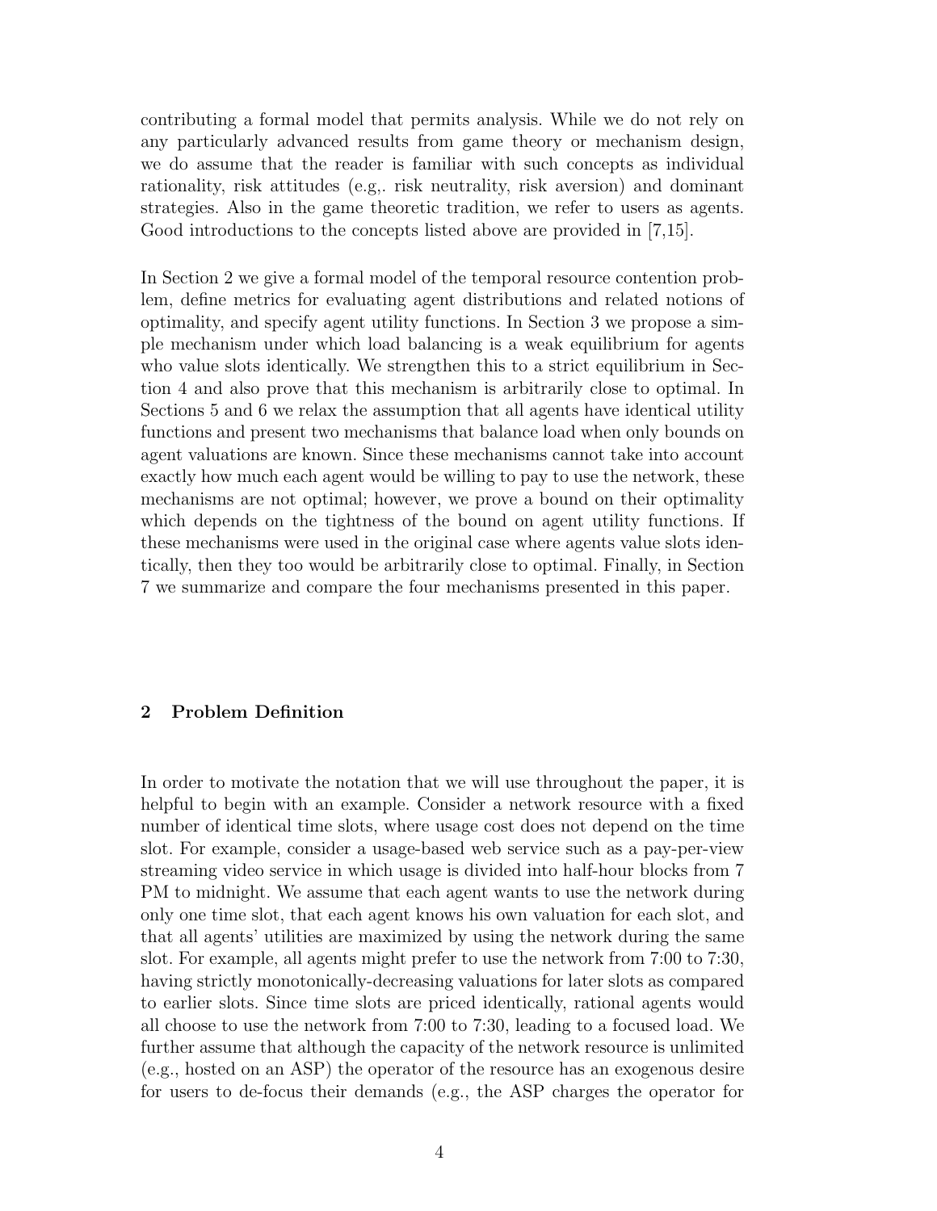contributing a formal model that permits analysis. While we do not rely on any particularly advanced results from game theory or mechanism design, we do assume that the reader is familiar with such concepts as individual rationality, risk attitudes (e.g,. risk neutrality, risk aversion) and dominant strategies. Also in the game theoretic tradition, we refer to users as agents. Good introductions to the concepts listed above are provided in [7,15].

In Section 2 we give a formal model of the temporal resource contention problem, define metrics for evaluating agent distributions and related notions of optimality, and specify agent utility functions. In Section 3 we propose a simple mechanism under which load balancing is a weak equilibrium for agents who value slots identically. We strengthen this to a strict equilibrium in Section 4 and also prove that this mechanism is arbitrarily close to optimal. In Sections 5 and 6 we relax the assumption that all agents have identical utility functions and present two mechanisms that balance load when only bounds on agent valuations are known. Since these mechanisms cannot take into account exactly how much each agent would be willing to pay to use the network, these mechanisms are not optimal; however, we prove a bound on their optimality which depends on the tightness of the bound on agent utility functions. If these mechanisms were used in the original case where agents value slots identically, then they too would be arbitrarily close to optimal. Finally, in Section 7 we summarize and compare the four mechanisms presented in this paper.

## 2 Problem Definition

In order to motivate the notation that we will use throughout the paper, it is helpful to begin with an example. Consider a network resource with a fixed number of identical time slots, where usage cost does not depend on the time slot. For example, consider a usage-based web service such as a pay-per-view streaming video service in which usage is divided into half-hour blocks from 7 PM to midnight. We assume that each agent wants to use the network during only one time slot, that each agent knows his own valuation for each slot, and that all agents' utilities are maximized by using the network during the same slot. For example, all agents might prefer to use the network from 7:00 to 7:30, having strictly monotonically-decreasing valuations for later slots as compared to earlier slots. Since time slots are priced identically, rational agents would all choose to use the network from 7:00 to 7:30, leading to a focused load. We further assume that although the capacity of the network resource is unlimited (e.g., hosted on an ASP) the operator of the resource has an exogenous desire for users to de-focus their demands (e.g., the ASP charges the operator for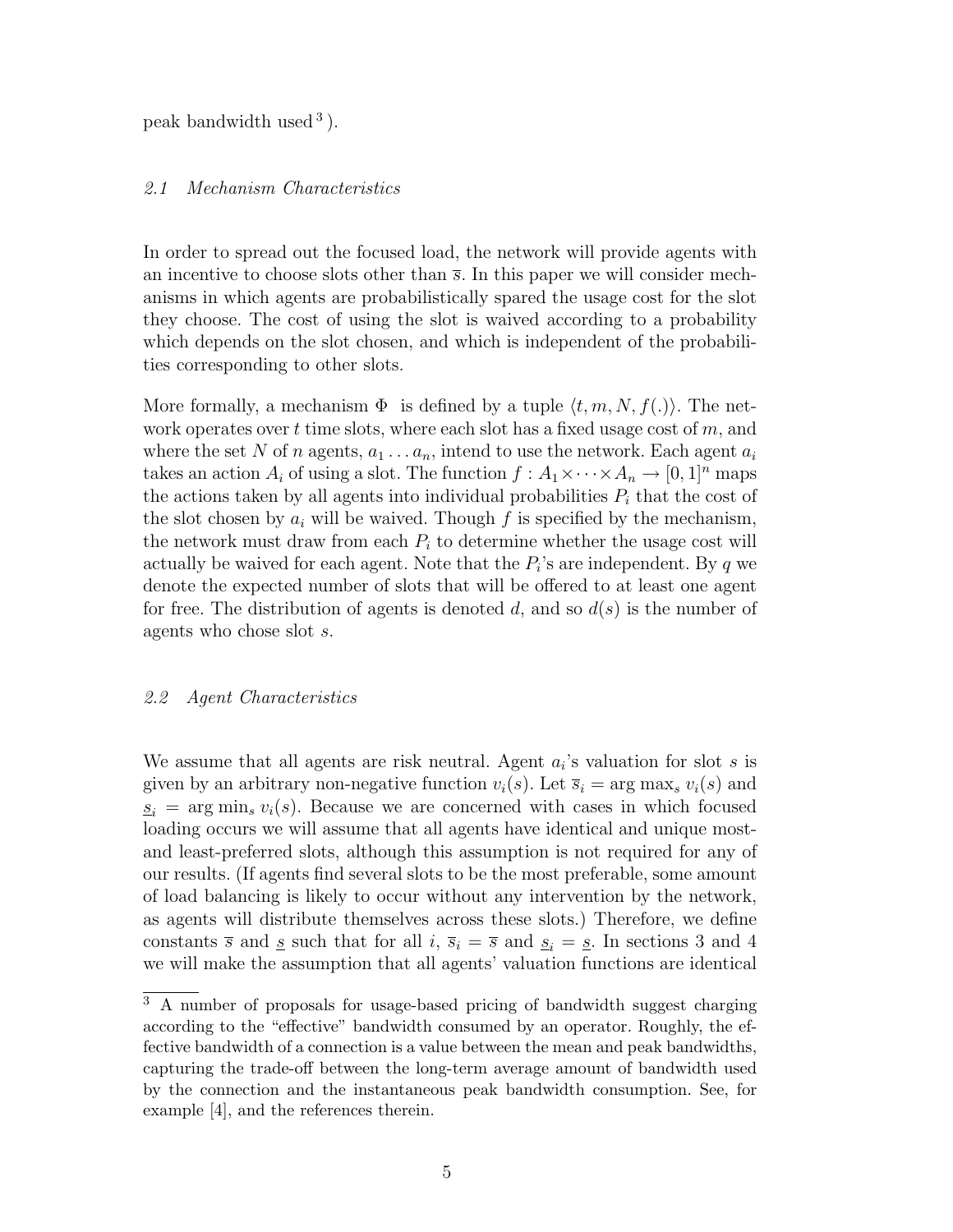peak bandwidth used [3]).

### 2.1 Mechanism Characteristics

In order to spread out the focused load, the network will provide agents with an incentive to choose slots other than $\overline{s}$. In this paper we will consider mechanisms in which agents are probabilistically spared the usage cost for the slot they choose. The cost of using the slot is waived according to a probability which depends on the slot chosen, and which is independent of the probabilities corresponding to other slots.

More formally, a mechanism $\Phi$ is defined by a tuple $\langle t, m, N, f(.)\rangle$. The network operates over $t$ time slots, where each slot has a fixed usage cost of $m$, and where the set $N$ of $n$ agents, $a_1 \ldots a_n$, intend to use the network. Each agent $a_i$ takes an action $A_i$ of using a slot. The function $f : A_1 \times \cdots \times A_n \rightarrow [0, 1]^n$ maps the actions taken by all agents into individual probabilities $P_i$ that the cost of the slot chosen by $a_i$ will be waived. Though $f$ is specified by the mechanism, the network must draw from each $P_i$ to determine whether the usage cost will actually be waived for each agent. Note that the $P_i$'s are independent. By $q$ we denote the expected number of slots that will be offered to at least one agent for free. The distribution of agents is denoted $d$, and so $d(s)$ is the number of agents who chose slot $s$.

### 2.2 Agent Characteristics

We assume that all agents are risk neutral. Agent $a_i$'s valuation for slot $s$ is given by an arbitrary non-negative function $v_i(s)$. Let $\overline{s}_i = \arg\max_s v_i(s)$ and $\underline{s}_i = \arg\min_s v_i(s)$. Because we are concerned with cases in which focused loading occurs we will assume that all agents have identical and unique most- and least-preferred slots, although this assumption is not required for any of our results. (If agents find several slots to be the most preferable, some amount of load balancing is likely to occur without any intervention by the network, as agents will distribute themselves across these slots.) Therefore, we define constants $\overline{s}$ and $\underline{s}$ such that for all $i$, $\overline{s}_i = \overline{s}$ and $\underline{s}_i = \underline{s}$. In sections 3 and 4 we will make the assumption that all agents' valuation functions are identical

[3] A number of proposals for usage-based pricing of bandwidth suggest charging according to the "effective" bandwidth consumed by an operator. Roughly, the effective bandwidth of a connection is a value between the mean and peak bandwidths, capturing the trade-off between the long-term average amount of bandwidth used by the connection and the instantaneous peak bandwidth consumption. See, for example [4], and the references therein.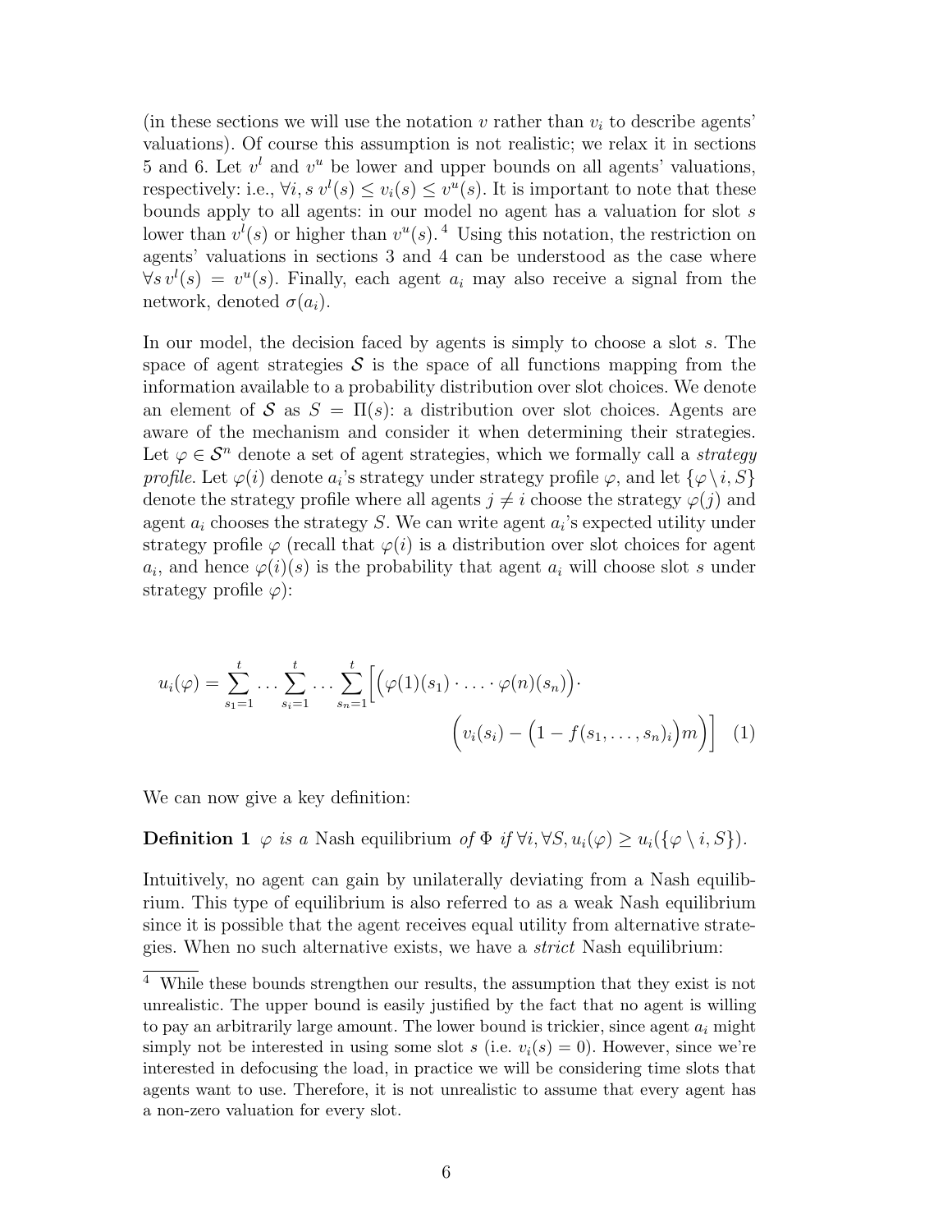(in these sections we will use the notation $v$ rather than $v_i$ to describe agents' valuations). Of course this assumption is not realistic; we relax it in sections 5 and 6. Let $v^l$ and $v^u$ be lower and upper bounds on all agents' valuations, respectively: i.e., $\forall i, s\; v^l(s) \leq v_i(s) \leq v^u(s)$. It is important to note that these bounds apply to all agents: in our model no agent has a valuation for slot $s$ lower than $v^l(s)$ or higher than $v^u(s)$. [4] Using this notation, the restriction on agents' valuations in sections 3 and 4 can be understood as the case where $\forall s\, v^l(s) = v^u(s)$. Finally, each agent $a_i$ may also receive a signal from the network, denoted $\sigma(a_i)$.

In our model, the decision faced by agents is simply to choose a slot $s$. The space of agent strategies $\mathcal{S}$ is the space of all functions mapping from the information available to a probability distribution over slot choices. We denote an element of $\mathcal{S}$ as $S = \Pi(s)$: a distribution over slot choices. Agents are aware of the mechanism and consider it when determining their strategies. Let $\varphi \in \mathcal{S}^n$ denote a set of agent strategies, which we formally call a *strategy profile*. Let $\varphi(i)$ denote $a_i$'s strategy under strategy profile $\varphi$, and let $\{\varphi \setminus i, S\}$ denote the strategy profile where all agents $j \neq i$ choose the strategy $\varphi(j)$ and agent $a_i$ chooses the strategy $S$. We can write agent $a_i$'s expected utility under strategy profile $\varphi$ (recall that $\varphi(i)$ is a distribution over slot choices for agent $a_i$, and hence $\varphi(i)(s)$ is the probability that agent $a_i$ will choose slot $s$ under strategy profile $\varphi$):

$$u_i(\varphi) = \sum_{s_1=1}^{t} \ldots \sum_{s_i=1}^{t} \ldots \sum_{s_n=1}^{t} \Big[ \Big( \varphi(1)(s_1) \cdot \ldots \cdot \varphi(n)(s_n) \Big) \cdot \Big( v_i(s_i) - \Big( 1 - f(s_1, \ldots, s_n)_i \Big) m \Big) \Big] \quad (1)$$

We can now give a key definition:

**Definition 1** *$\varphi$ is a* Nash equilibrium *of $\Phi$ if $\forall i, \forall S, u_i(\varphi) \geq u_i(\{\varphi \setminus i, S\})$.*

Intuitively, no agent can gain by unilaterally deviating from a Nash equilibrium. This type of equilibrium is also referred to as a weak Nash equilibrium since it is possible that the agent receives equal utility from alternative strategies. When no such alternative exists, we have a *strict* Nash equilibrium:

---

[4] While these bounds strengthen our results, the assumption that they exist is not unrealistic. The upper bound is easily justified by the fact that no agent is willing to pay an arbitrarily large amount. The lower bound is trickier, since agent $a_i$ might simply not be interested in using some slot $s$ (i.e. $v_i(s) = 0$). However, since we're interested in defocusing the load, in practice we will be considering time slots that agents want to use. Therefore, it is not unrealistic to assume that every agent has a non-zero valuation for every slot.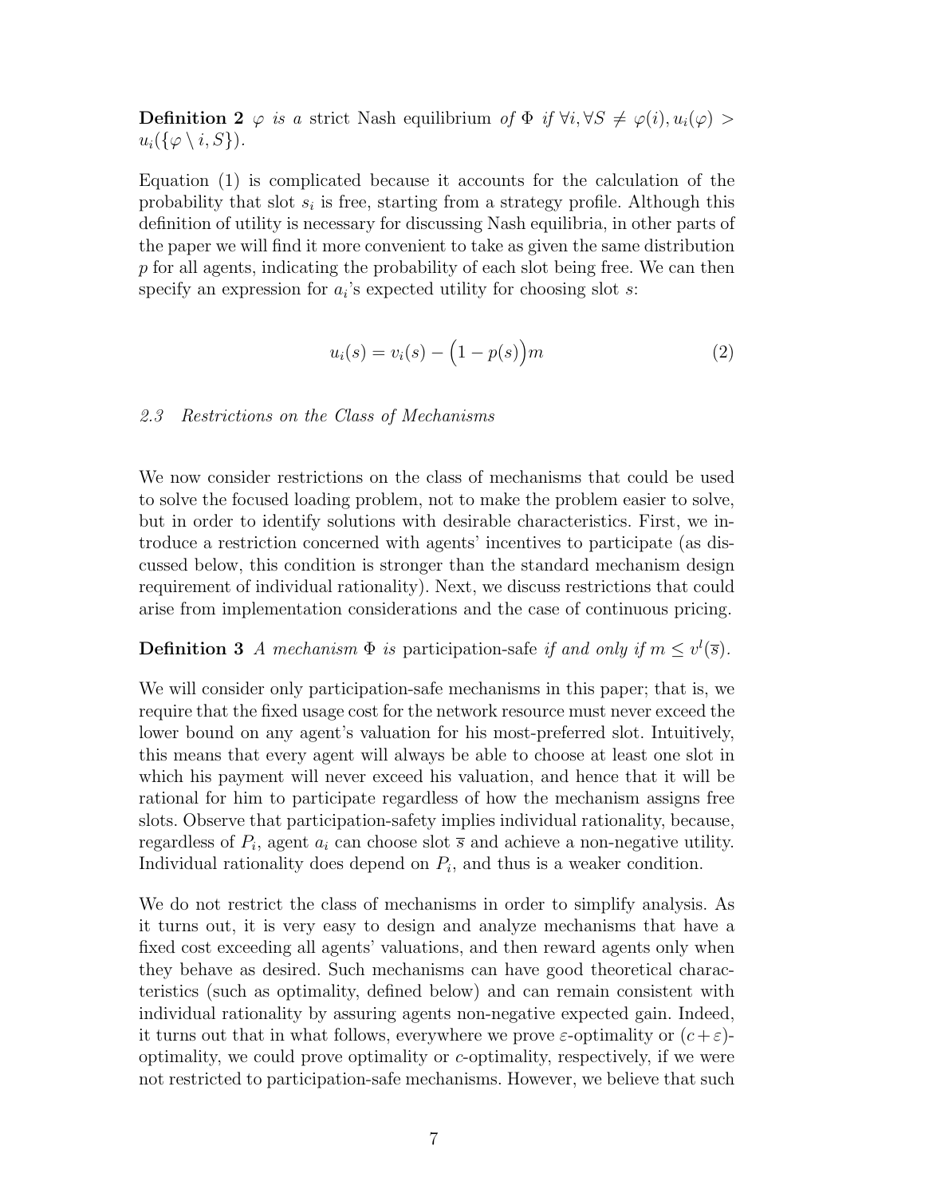**Definition 2** *$\varphi$ is a* strict Nash equilibrium *of $\Phi$ if $\forall i, \forall S \neq \varphi(i), u_i(\varphi) > u_i(\{\varphi \setminus i, S\})$.*

Equation (1) is complicated because it accounts for the calculation of the probability that slot $s_i$ is free, starting from a strategy profile. Although this definition of utility is necessary for discussing Nash equilibria, in other parts of the paper we will find it more convenient to take as given the same distribution $p$ for all agents, indicating the probability of each slot being free. We can then specify an expression for $a_i$'s expected utility for choosing slot $s$:

$$u_i(s) = v_i(s) - \Big(1 - p(s)\Big)m \tag{2}$$

### *2.3 Restrictions on the Class of Mechanisms*

We now consider restrictions on the class of mechanisms that could be used to solve the focused loading problem, not to make the problem easier to solve, but in order to identify solutions with desirable characteristics. First, we introduce a restriction concerned with agents' incentives to participate (as discussed below, this condition is stronger than the standard mechanism design requirement of individual rationality). Next, we discuss restrictions that could arise from implementation considerations and the case of continuous pricing.

**Definition 3** *A mechanism $\Phi$ is* participation-safe *if and only if $m \leq v^l(\overline{s})$.*

We will consider only participation-safe mechanisms in this paper; that is, we require that the fixed usage cost for the network resource must never exceed the lower bound on any agent's valuation for his most-preferred slot. Intuitively, this means that every agent will always be able to choose at least one slot in which his payment will never exceed his valuation, and hence that it will be rational for him to participate regardless of how the mechanism assigns free slots. Observe that participation-safety implies individual rationality, because, regardless of $P_i$, agent $a_i$ can choose slot $\overline{s}$ and achieve a non-negative utility. Individual rationality does depend on $P_i$, and thus is a weaker condition.

We do not restrict the class of mechanisms in order to simplify analysis. As it turns out, it is very easy to design and analyze mechanisms that have a fixed cost exceeding all agents' valuations, and then reward agents only when they behave as desired. Such mechanisms can have good theoretical characteristics (such as optimality, defined below) and can remain consistent with individual rationality by assuring agents non-negative expected gain. Indeed, it turns out that in what follows, everywhere we prove $\varepsilon$-optimality or $(c+\varepsilon)$-optimality, we could prove optimality or $c$-optimality, respectively, if we were not restricted to participation-safe mechanisms. However, we believe that such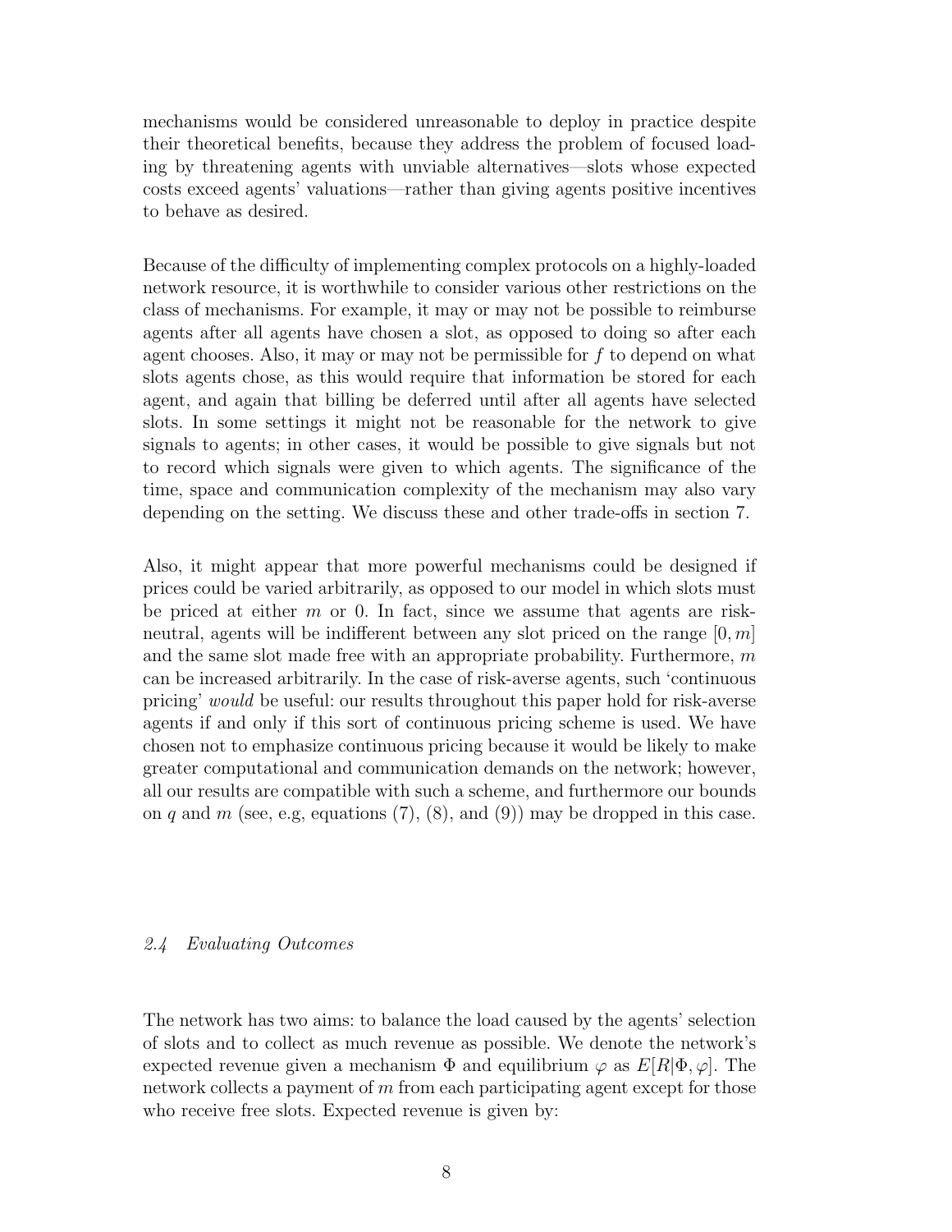mechanisms would be considered unreasonable to deploy in practice despite their theoretical benefits, because they address the problem of focused loading by threatening agents with unviable alternatives—slots whose expected costs exceed agents' valuations—rather than giving agents positive incentives to behave as desired.

Because of the difficulty of implementing complex protocols on a highly-loaded network resource, it is worthwhile to consider various other restrictions on the class of mechanisms. For example, it may or may not be possible to reimburse agents after all agents have chosen a slot, as opposed to doing so after each agent chooses. Also, it may or may not be permissible for $f$ to depend on what slots agents chose, as this would require that information be stored for each agent, and again that billing be deferred until after all agents have selected slots. In some settings it might not be reasonable for the network to give signals to agents; in other cases, it would be possible to give signals but not to record which signals were given to which agents. The significance of the time, space and communication complexity of the mechanism may also vary depending on the setting. We discuss these and other trade-offs in section 7.

Also, it might appear that more powerful mechanisms could be designed if prices could be varied arbitrarily, as opposed to our model in which slots must be priced at either $m$ or 0. In fact, since we assume that agents are risk-neutral, agents will be indifferent between any slot priced on the range $[0, m]$ and the same slot made free with an appropriate probability. Furthermore, $m$ can be increased arbitrarily. In the case of risk-averse agents, such 'continuous pricing' *would* be useful: our results throughout this paper hold for risk-averse agents if and only if this sort of continuous pricing scheme is used. We have chosen not to emphasize continuous pricing because it would be likely to make greater computational and communication demands on the network; however, all our results are compatible with such a scheme, and furthermore our bounds on $q$ and $m$ (see, e.g, equations (7), (8), and (9)) may be dropped in this case.

### *2.4 Evaluating Outcomes*

The network has two aims: to balance the load caused by the agents' selection of slots and to collect as much revenue as possible. We denote the network's expected revenue given a mechanism $\Phi$ and equilibrium $\varphi$ as $E[R|\Phi, \varphi]$. The network collects a payment of $m$ from each participating agent except for those who receive free slots. Expected revenue is given by: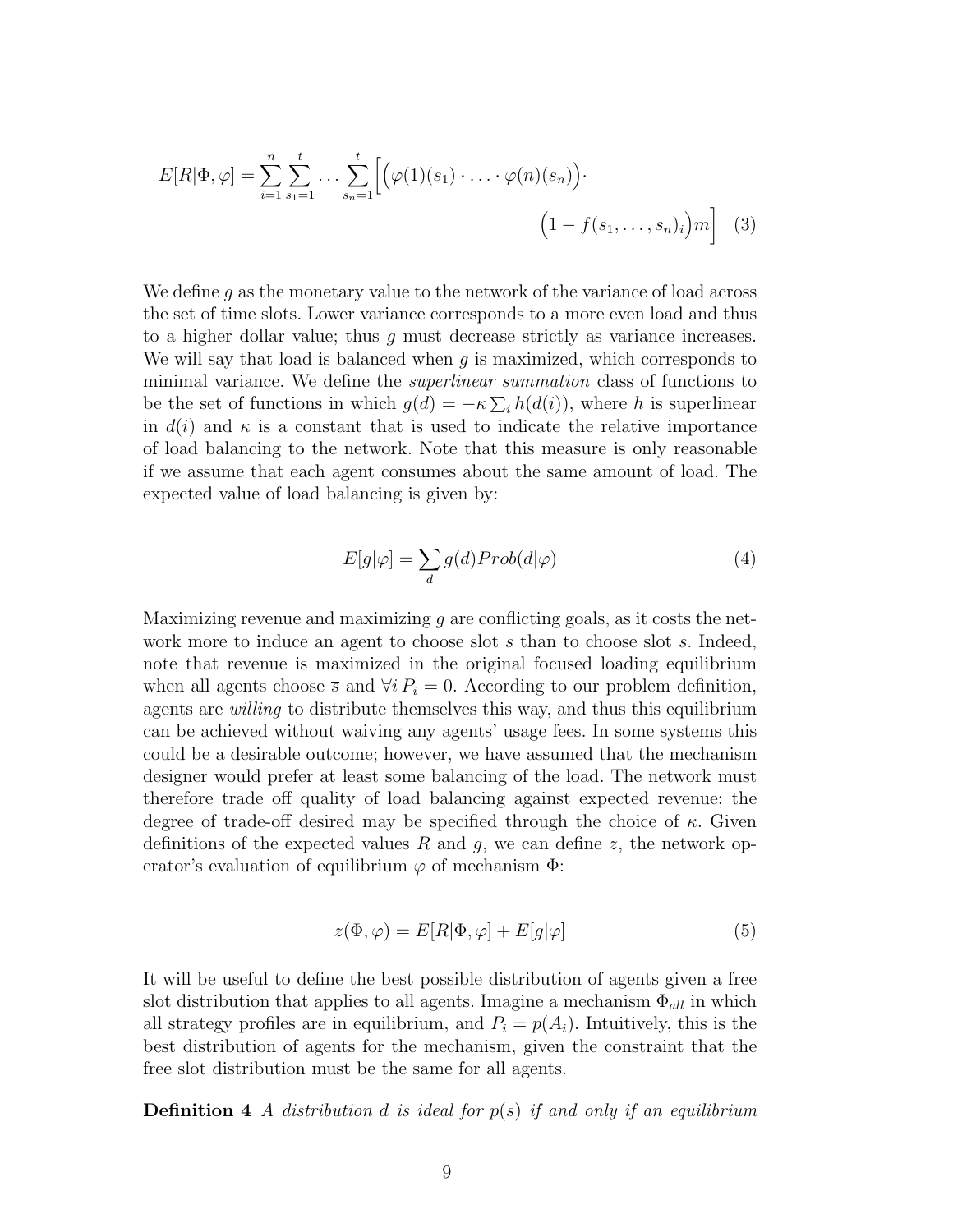$$E[R|\Phi,\varphi] = \sum_{i=1}^{n}\sum_{s_1=1}^{t}\cdots\sum_{s_n=1}^{t}\Big[\Big(\varphi(1)(s_1)\cdot\ldots\cdot\varphi(n)(s_n)\Big)\cdot \Big(1 - f(s_1,\ldots,s_n)_i\Big)m\Big] \quad (3)$$

We define $g$ as the monetary value to the network of the variance of load across the set of time slots. Lower variance corresponds to a more even load and thus to a higher dollar value; thus $g$ must decrease strictly as variance increases. We will say that load is balanced when $g$ is maximized, which corresponds to minimal variance. We define the *superlinear summation* class of functions to be the set of functions in which $g(d) = -\kappa \sum_i h(d(i))$, where $h$ is superlinear in $d(i)$ and $\kappa$ is a constant that is used to indicate the relative importance of load balancing to the network. Note that this measure is only reasonable if we assume that each agent consumes about the same amount of load. The expected value of load balancing is given by:

$$E[g|\varphi] = \sum_{d} g(d)Prob(d|\varphi) \quad (4)$$

Maximizing revenue and maximizing $g$ are conflicting goals, as it costs the network more to induce an agent to choose slot $\underline{s}$ than to choose slot $\overline{s}$. Indeed, note that revenue is maximized in the original focused loading equilibrium when all agents choose $\overline{s}$ and $\forall i \; P_i = 0$. According to our problem definition, agents are *willing* to distribute themselves this way, and thus this equilibrium can be achieved without waiving any agents' usage fees. In some systems this could be a desirable outcome; however, we have assumed that the mechanism designer would prefer at least some balancing of the load. The network must therefore trade off quality of load balancing against expected revenue; the degree of trade-off desired may be specified through the choice of $\kappa$. Given definitions of the expected values $R$ and $g$, we can define $z$, the network operator's evaluation of equilibrium $\varphi$ of mechanism $\Phi$:

$$z(\Phi,\varphi) = E[R|\Phi,\varphi] + E[g|\varphi] \quad (5)$$

It will be useful to define the best possible distribution of agents given a free slot distribution that applies to all agents. Imagine a mechanism $\Phi_{all}$ in which all strategy profiles are in equilibrium, and $P_i = p(A_i)$. Intuitively, this is the best distribution of agents for the mechanism, given the constraint that the free slot distribution must be the same for all agents.

**Definition 4** *A distribution $d$ is ideal for $p(s)$ if and only if an equilibrium*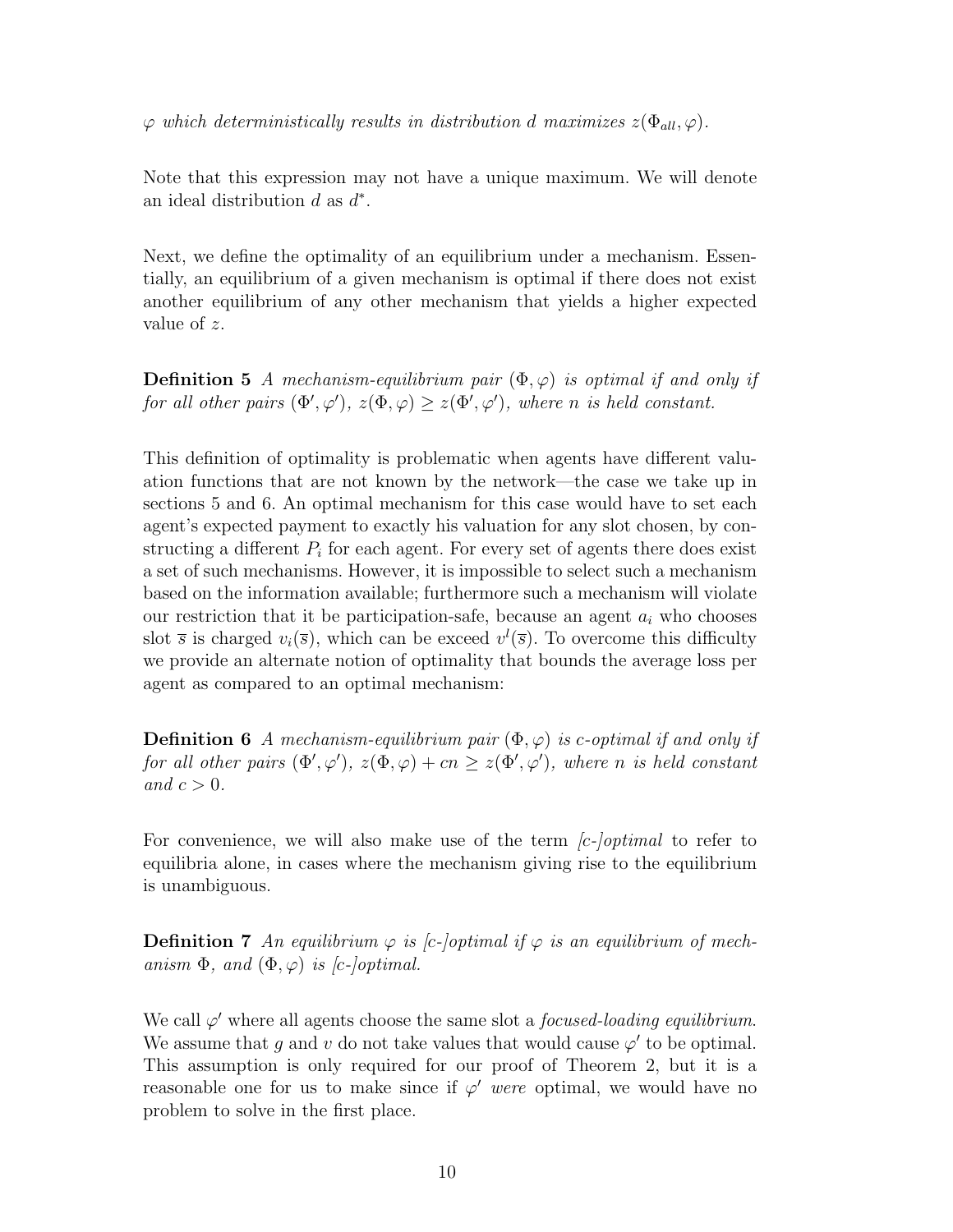*$\varphi$ which deterministically results in distribution $d$ maximizes $z(\Phi_{all}, \varphi)$.*

Note that this expression may not have a unique maximum. We will denote an ideal distribution $d$ as $d^*$.

Next, we define the optimality of an equilibrium under a mechanism. Essentially, an equilibrium of a given mechanism is optimal if there does not exist another equilibrium of any other mechanism that yields a higher expected value of $z$.

**Definition 5** *A mechanism-equilibrium pair $(\Phi, \varphi)$ is optimal if and only if for all other pairs $(\Phi', \varphi')$, $z(\Phi, \varphi) \geq z(\Phi', \varphi')$, where $n$ is held constant.*

This definition of optimality is problematic when agents have different valuation functions that are not known by the network—the case we take up in sections 5 and 6. An optimal mechanism for this case would have to set each agent's expected payment to exactly his valuation for any slot chosen, by constructing a different $P_i$ for each agent. For every set of agents there does exist a set of such mechanisms. However, it is impossible to select such a mechanism based on the information available; furthermore such a mechanism will violate our restriction that it be participation-safe, because an agent $a_i$ who chooses slot $\overline{s}$ is charged $v_i(\overline{s})$, which can be exceed $v^l(\overline{s})$. To overcome this difficulty we provide an alternate notion of optimality that bounds the average loss per agent as compared to an optimal mechanism:

**Definition 6** *A mechanism-equilibrium pair $(\Phi, \varphi)$ is c-optimal if and only if for all other pairs $(\Phi', \varphi')$, $z(\Phi, \varphi) + cn \geq z(\Phi', \varphi')$, where $n$ is held constant and $c > 0$.*

For convenience, we will also make use of the term *[c-]optimal* to refer to equilibria alone, in cases where the mechanism giving rise to the equilibrium is unambiguous.

**Definition 7** *An equilibrium $\varphi$ is [c-]optimal if $\varphi$ is an equilibrium of mechanism $\Phi$, and $(\Phi, \varphi)$ is [c-]optimal.*

We call $\varphi'$ where all agents choose the same slot a *focused-loading equilibrium*. We assume that $g$ and $v$ do not take values that would cause $\varphi'$ to be optimal. This assumption is only required for our proof of Theorem 2, but it is a reasonable one for us to make since if $\varphi'$ *were* optimal, we would have no problem to solve in the first place.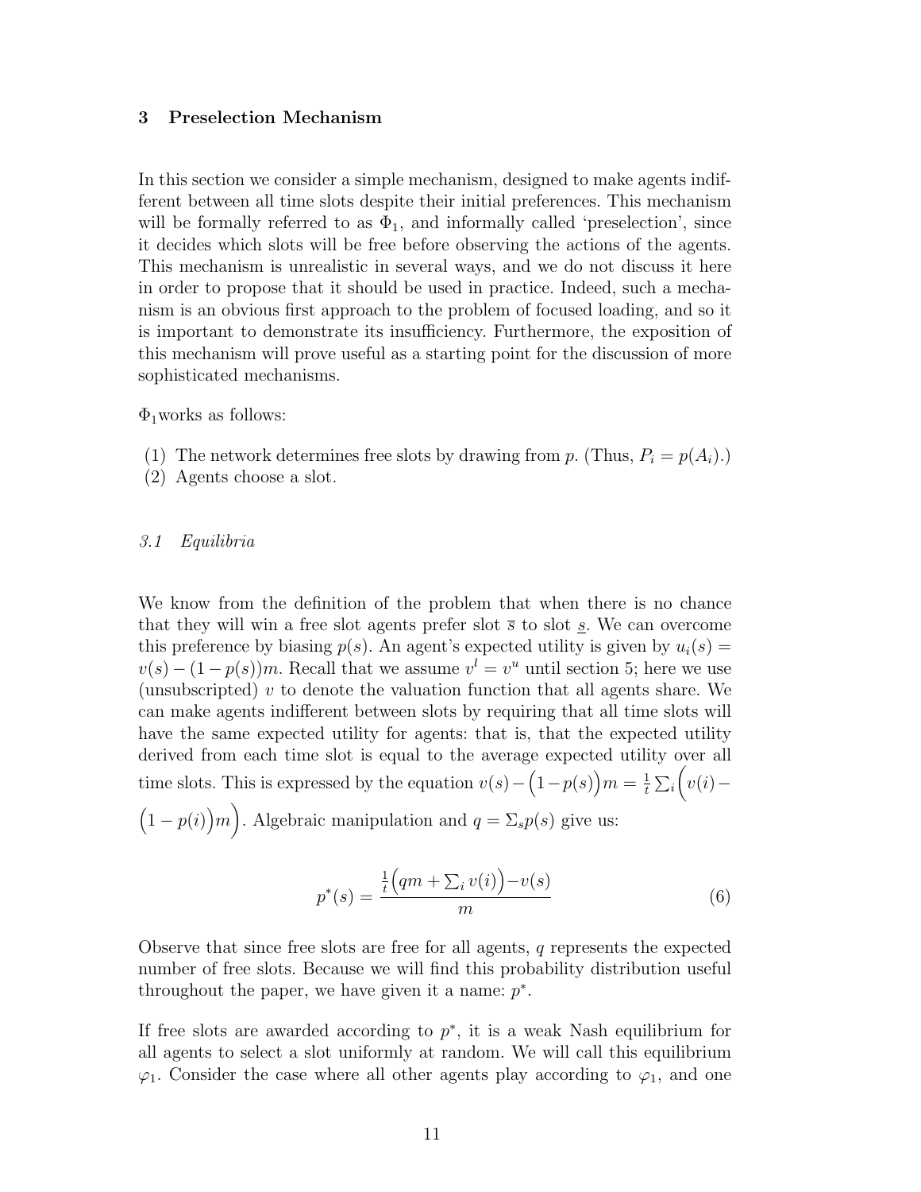## 3 Preselection Mechanism

In this section we consider a simple mechanism, designed to make agents indifferent between all time slots despite their initial preferences. This mechanism will be formally referred to as $\Phi_1$, and informally called 'preselection', since it decides which slots will be free before observing the actions of the agents. This mechanism is unrealistic in several ways, and we do not discuss it here in order to propose that it should be used in practice. Indeed, such a mechanism is an obvious first approach to the problem of focused loading, and so it is important to demonstrate its insufficiency. Furthermore, the exposition of this mechanism will prove useful as a starting point for the discussion of more sophisticated mechanisms.

$\Phi_1$works as follows:

(1) The network determines free slots by drawing from $p$. (Thus, $P_i = p(A_i)$.)
(2) Agents choose a slot.

### *3.1 Equilibria*

We know from the definition of the problem that when there is no chance that they will win a free slot agents prefer slot $\overline{s}$ to slot $\underline{s}$. We can overcome this preference by biasing $p(s)$. An agent's expected utility is given by $u_i(s) = v(s) - (1-p(s))m$. Recall that we assume $v^l = v^u$ until section 5; here we use (unsubscripted) $v$ to denote the valuation function that all agents share. We can make agents indifferent between slots by requiring that all time slots will have the same expected utility for agents: that is, that the expected utility derived from each time slot is equal to the average expected utility over all time slots. This is expressed by the equation $v(s) - \Big(1-p(s)\Big)m = \frac{1}{t}\sum_i \Big(v(i) - \Big(1-p(i)\Big)m\Big)$. Algebraic manipulation and $q = \Sigma_s p(s)$ give us:

$$p^*(s) = \frac{\frac{1}{t}\Big(qm + \sum_i v(i)\Big) - v(s)}{m} \tag{6}$$

Observe that since free slots are free for all agents, $q$ represents the expected number of free slots. Because we will find this probability distribution useful throughout the paper, we have given it a name: $p^*$.

If free slots are awarded according to $p^*$, it is a weak Nash equilibrium for all agents to select a slot uniformly at random. We will call this equilibrium $\varphi_1$. Consider the case where all other agents play according to $\varphi_1$, and one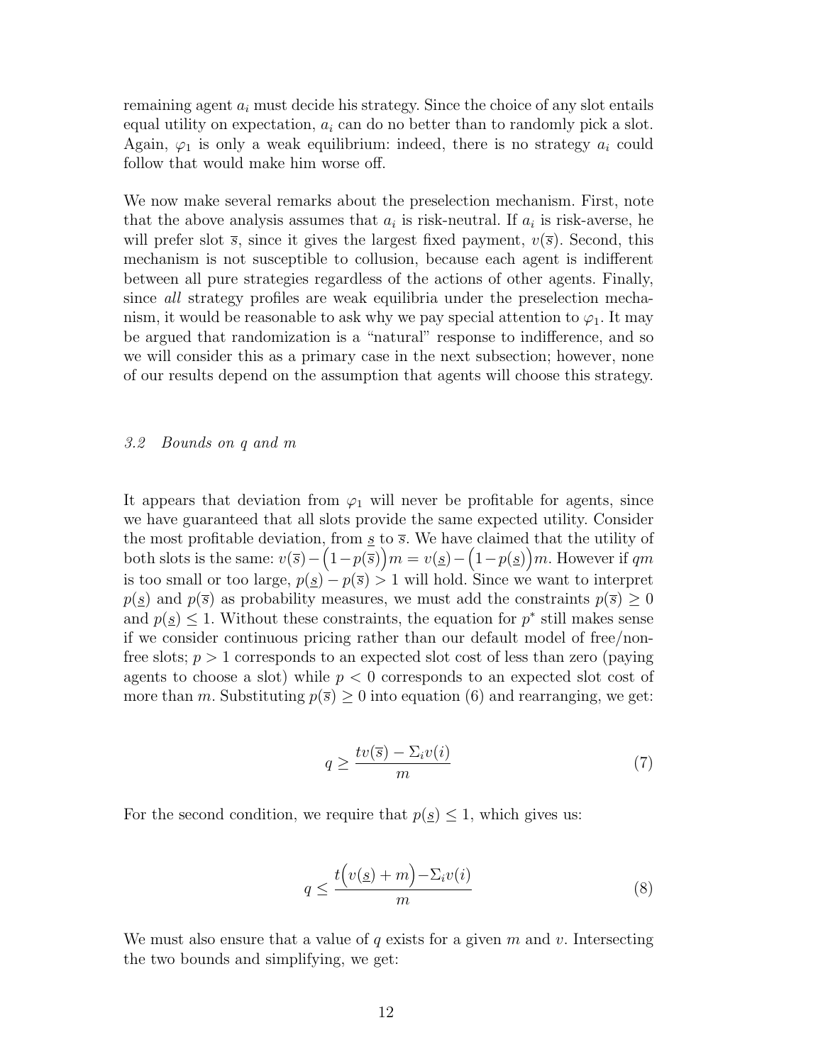remaining agent $a_i$ must decide his strategy. Since the choice of any slot entails equal utility on expectation, $a_i$ can do no better than to randomly pick a slot. Again, $\varphi_1$ is only a weak equilibrium: indeed, there is no strategy $a_i$ could follow that would make him worse off.

We now make several remarks about the preselection mechanism. First, note that the above analysis assumes that $a_i$ is risk-neutral. If $a_i$ is risk-averse, he will prefer slot $\overline{s}$, since it gives the largest fixed payment, $v(\overline{s})$. Second, this mechanism is not susceptible to collusion, because each agent is indifferent between all pure strategies regardless of the actions of other agents. Finally, since *all* strategy profiles are weak equilibria under the preselection mechanism, it would be reasonable to ask why we pay special attention to $\varphi_1$. It may be argued that randomization is a "natural" response to indifference, and so we will consider this as a primary case in the next subsection; however, none of our results depend on the assumption that agents will choose this strategy.

### *3.2 Bounds on q and m*

It appears that deviation from $\varphi_1$ will never be profitable for agents, since we have guaranteed that all slots provide the same expected utility. Consider the most profitable deviation, from $\underline{s}$ to $\overline{s}$. We have claimed that the utility of both slots is the same: $v(\overline{s}) - \Big(1 - p(\overline{s})\Big)m = v(\underline{s}) - \Big(1 - p(\underline{s})\Big)m$. However if $qm$ is too small or too large, $p(\underline{s}) - p(\overline{s}) > 1$ will hold. Since we want to interpret $p(\underline{s})$ and $p(\overline{s})$ as probability measures, we must add the constraints $p(\overline{s}) \geq 0$ and $p(\underline{s}) \leq 1$. Without these constraints, the equation for $p^*$ still makes sense if we consider continuous pricing rather than our default model of free/non-free slots; $p > 1$ corresponds to an expected slot cost of less than zero (paying agents to choose a slot) while $p < 0$ corresponds to an expected slot cost of more than $m$. Substituting $p(\overline{s}) \geq 0$ into equation (6) and rearranging, we get:

$$q \geq \frac{tv(\overline{s}) - \Sigma_i v(i)}{m} \tag{7}$$

For the second condition, we require that $p(\underline{s}) \leq 1$, which gives us:

$$q \leq \frac{t\Big(v(\underline{s}) + m\Big) - \Sigma_i v(i)}{m} \tag{8}$$

We must also ensure that a value of $q$ exists for a given $m$ and $v$. Intersecting the two bounds and simplifying, we get: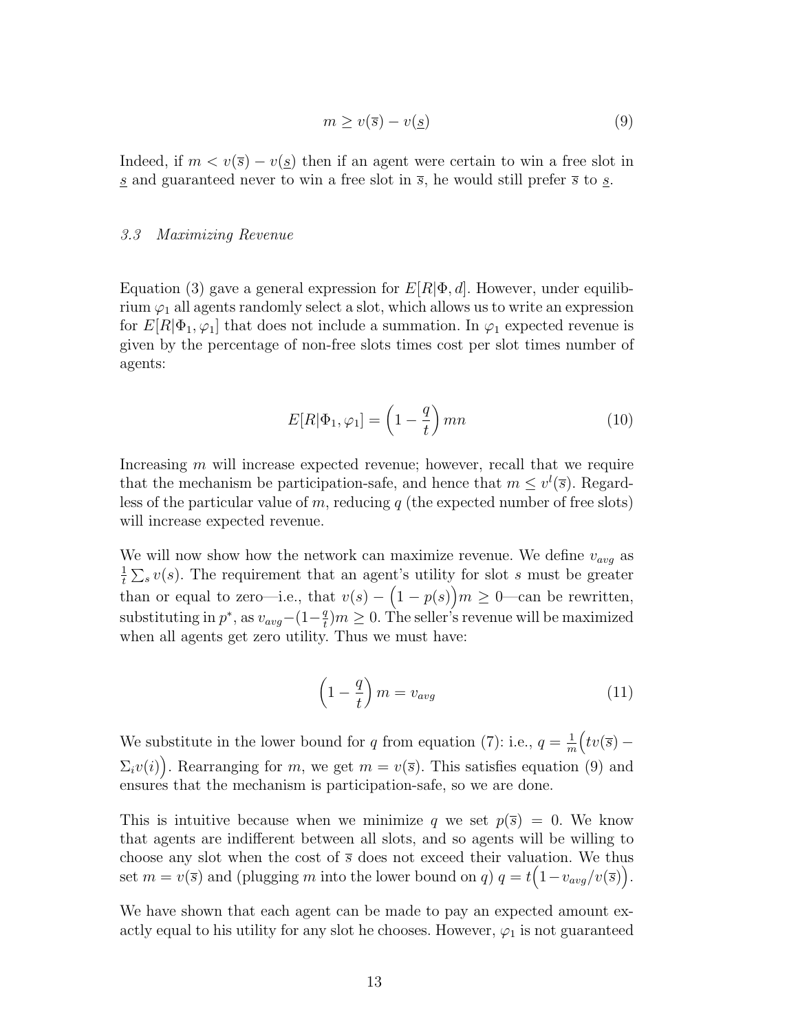$$m \geq v(\overline{s}) - v(\underline{s}) \tag{9}$$

Indeed, if $m < v(\overline{s}) - v(\underline{s})$ then if an agent were certain to win a free slot in $\underline{s}$ and guaranteed never to win a free slot in $\overline{s}$, he would still prefer $\overline{s}$ to $\underline{s}$.

### *3.3 Maximizing Revenue*

Equation (3) gave a general expression for $E[R|\Phi, d]$. However, under equilibrium $\varphi_1$ all agents randomly select a slot, which allows us to write an expression for $E[R|\Phi_1, \varphi_1]$ that does not include a summation. In $\varphi_1$ expected revenue is given by the percentage of non-free slots times cost per slot times number of agents:

$$E[R|\Phi_1, \varphi_1] = \left(1 - \frac{q}{t}\right) mn \tag{10}$$

Increasing $m$ will increase expected revenue; however, recall that we require that the mechanism be participation-safe, and hence that $m \leq v^l(\overline{s})$. Regardless of the particular value of $m$, reducing $q$ (the expected number of free slots) will increase expected revenue.

We will now show how the network can maximize revenue. We define $v_{avg}$ as $\frac{1}{t}\sum_s v(s)$. The requirement that an agent's utility for slot $s$ must be greater than or equal to zero—i.e., that $v(s) - \Big(1 - p(s)\Big)m \geq 0$—can be rewritten, substituting in $p^*$, as $v_{avg} - (1 - \frac{q}{t})m \geq 0$. The seller's revenue will be maximized when all agents get zero utility. Thus we must have:

$$\left(1 - \frac{q}{t}\right) m = v_{avg} \tag{11}$$

We substitute in the lower bound for $q$ from equation (7): i.e., $q = \frac{1}{m}\Big(tv(\overline{s}) - \Sigma_i v(i)\Big)$. Rearranging for $m$, we get $m = v(\overline{s})$. This satisfies equation (9) and ensures that the mechanism is participation-safe, so we are done.

This is intuitive because when we minimize $q$ we set $p(\overline{s}) = 0$. We know that agents are indifferent between all slots, and so agents will be willing to choose any slot when the cost of $\overline{s}$ does not exceed their valuation. We thus set $m = v(\overline{s})$ and (plugging $m$ into the lower bound on $q$) $q = t\Big(1 - v_{avg}/v(\overline{s})\Big)$.

We have shown that each agent can be made to pay an expected amount exactly equal to his utility for any slot he chooses. However, $\varphi_1$ is not guaranteed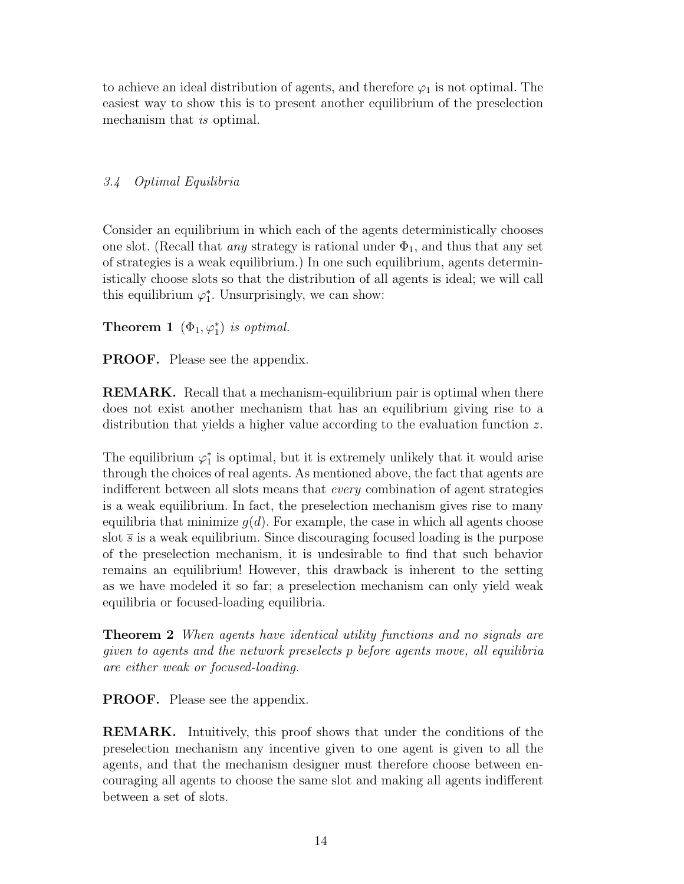to achieve an ideal distribution of agents, and therefore $\varphi_1$ is not optimal. The easiest way to show this is to present another equilibrium of the preselection mechanism that *is* optimal.

### *3.4 Optimal Equilibria*

Consider an equilibrium in which each of the agents deterministically chooses one slot. (Recall that *any* strategy is rational under $\Phi_1$, and thus that any set of strategies is a weak equilibrium.) In one such equilibrium, agents deterministically choose slots so that the distribution of all agents is ideal; we will call this equilibrium $\varphi_1^*$. Unsurprisingly, we can show:

**Theorem 1** *$(\Phi_1, \varphi_1^*)$ is optimal.*

**PROOF.** Please see the appendix.

**REMARK.** Recall that a mechanism-equilibrium pair is optimal when there does not exist another mechanism that has an equilibrium giving rise to a distribution that yields a higher value according to the evaluation function $z$.

The equilibrium $\varphi_1^*$ is optimal, but it is extremely unlikely that it would arise through the choices of real agents. As mentioned above, the fact that agents are indifferent between all slots means that *every* combination of agent strategies is a weak equilibrium. In fact, the preselection mechanism gives rise to many equilibria that minimize $g(d)$. For example, the case in which all agents choose slot $\overline{s}$ is a weak equilibrium. Since discouraging focused loading is the purpose of the preselection mechanism, it is undesirable to find that such behavior remains an equilibrium! However, this drawback is inherent to the setting as we have modeled it so far; a preselection mechanism can only yield weak equilibria or focused-loading equilibria.

**Theorem 2** *When agents have identical utility functions and no signals are given to agents and the network preselects $p$ before agents move, all equilibria are either weak or focused-loading.*

**PROOF.** Please see the appendix.

**REMARK.** Intuitively, this proof shows that under the conditions of the preselection mechanism any incentive given to one agent is given to all the agents, and that the mechanism designer must therefore choose between encouraging all agents to choose the same slot and making all agents indifferent between a set of slots.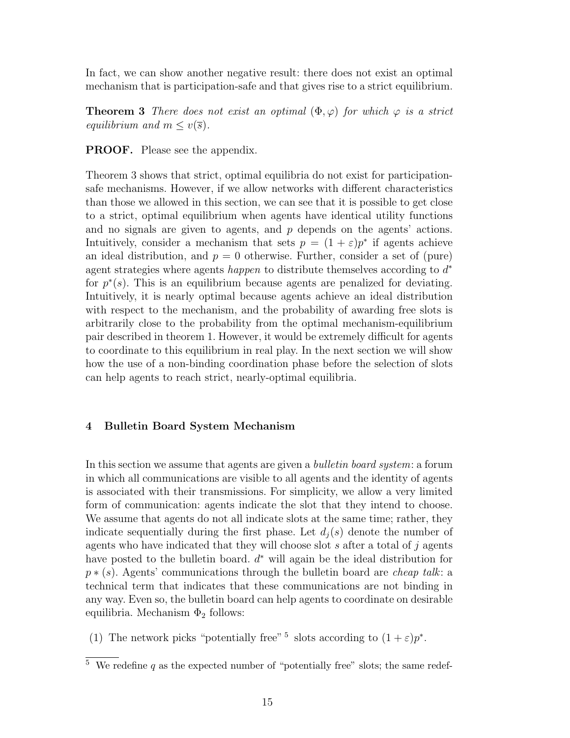In fact, we can show another negative result: there does not exist an optimal mechanism that is participation-safe and that gives rise to a strict equilibrium.

**Theorem 3** *There does not exist an optimal $(\Phi, \varphi)$ for which $\varphi$ is a strict equilibrium and $m \leq v(\overline{s})$.*

**PROOF.** Please see the appendix.

Theorem 3 shows that strict, optimal equilibria do not exist for participation-safe mechanisms. However, if we allow networks with different characteristics than those we allowed in this section, we can see that it is possible to get close to a strict, optimal equilibrium when agents have identical utility functions and no signals are given to agents, and $p$ depends on the agents' actions. Intuitively, consider a mechanism that sets $p = (1 + \varepsilon)p^*$ if agents achieve an ideal distribution, and $p = 0$ otherwise. Further, consider a set of (pure) agent strategies where agents *happen* to distribute themselves according to $d^*$ for $p^*(s)$. This is an equilibrium because agents are penalized for deviating. Intuitively, it is nearly optimal because agents achieve an ideal distribution with respect to the mechanism, and the probability of awarding free slots is arbitrarily close to the probability from the optimal mechanism-equilibrium pair described in theorem 1. However, it would be extremely difficult for agents to coordinate to this equilibrium in real play. In the next section we will show how the use of a non-binding coordination phase before the selection of slots can help agents to reach strict, nearly-optimal equilibria.

## 4 Bulletin Board System Mechanism

In this section we assume that agents are given a *bulletin board system*: a forum in which all communications are visible to all agents and the identity of agents is associated with their transmissions. For simplicity, we allow a very limited form of communication: agents indicate the slot that they intend to choose. We assume that agents do not all indicate slots at the same time; rather, they indicate sequentially during the first phase. Let $d_j(s)$ denote the number of agents who have indicated that they will choose slot $s$ after a total of $j$ agents have posted to the bulletin board. $d^*$ will again be the ideal distribution for $p * (s)$. Agents' communications through the bulletin board are *cheap talk*: a technical term that indicates that these communications are not binding in any way. Even so, the bulletin board can help agents to coordinate on desirable equilibria. Mechanism $\Phi_2$ follows:

(1) The network picks "potentially free" [5] slots according to $(1 + \varepsilon)p^*$.

[5] We redefine $q$ as the expected number of "potentially free" slots; the same redef-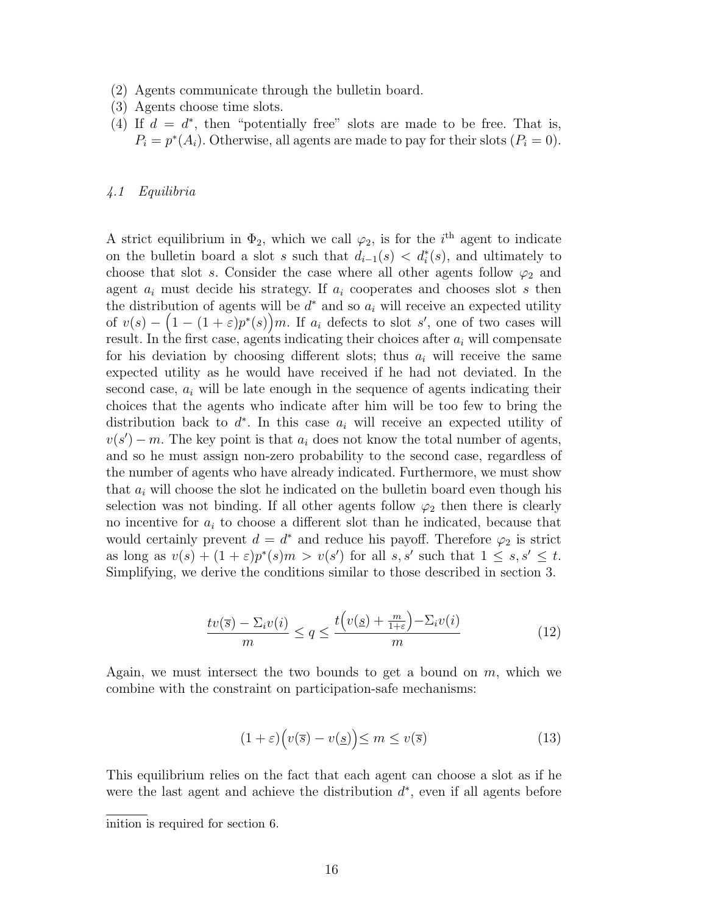(2) Agents communicate through the bulletin board.
(3) Agents choose time slots.
(4) If $d = d^*$, then "potentially free" slots are made to be free. That is, $P_i = p^*(A_i)$. Otherwise, all agents are made to pay for their slots ($P_i = 0$).

### *4.1 Equilibria*

A strict equilibrium in $\Phi_2$, which we call $\varphi_2$, is for the $i^{\text{th}}$ agent to indicate on the bulletin board a slot $s$ such that $d_{i-1}(s) < d_i^*(s)$, and ultimately to choose that slot $s$. Consider the case where all other agents follow $\varphi_2$ and agent $a_i$ must decide his strategy. If $a_i$ cooperates and chooses slot $s$ then the distribution of agents will be $d^*$ and so $a_i$ will receive an expected utility of $v(s) - \big(1 - (1+\varepsilon)p^*(s)\big)m$. If $a_i$ defects to slot $s'$, one of two cases will result. In the first case, agents indicating their choices after $a_i$ will compensate for his deviation by choosing different slots; thus $a_i$ will receive the same expected utility as he would have received if he had not deviated. In the second case, $a_i$ will be late enough in the sequence of agents indicating their choices that the agents who indicate after him will be too few to bring the distribution back to $d^*$. In this case $a_i$ will receive an expected utility of $v(s') - m$. The key point is that $a_i$ does not know the total number of agents, and so he must assign non-zero probability to the second case, regardless of the number of agents who have already indicated. Furthermore, we must show that $a_i$ will choose the slot he indicated on the bulletin board even though his selection was not binding. If all other agents follow $\varphi_2$ then there is clearly no incentive for $a_i$ to choose a different slot than he indicated, because that would certainly prevent $d = d^*$ and reduce his payoff. Therefore $\varphi_2$ is strict as long as $v(s) + (1+\varepsilon)p^*(s)m > v(s')$ for all $s, s'$ such that $1 \leq s, s' \leq t$. Simplifying, we derive the conditions similar to those described in section 3.

$$\frac{tv(\overline{s}) - \Sigma_i v(i)}{m} \leq q \leq \frac{t\Big(v(\underline{s}) + \frac{m}{1+\varepsilon}\Big) - \Sigma_i v(i)}{m} \tag{12}$$

Again, we must intersect the two bounds to get a bound on $m$, which we combine with the constraint on participation-safe mechanisms:

$$(1+\varepsilon)\Big(v(\overline{s}) - v(\underline{s})\Big) \leq m \leq v(\overline{s}) \tag{13}$$

This equilibrium relies on the fact that each agent can choose a slot as if he were the last agent and achieve the distribution $d^*$, even if all agents before

inition is required for section 6.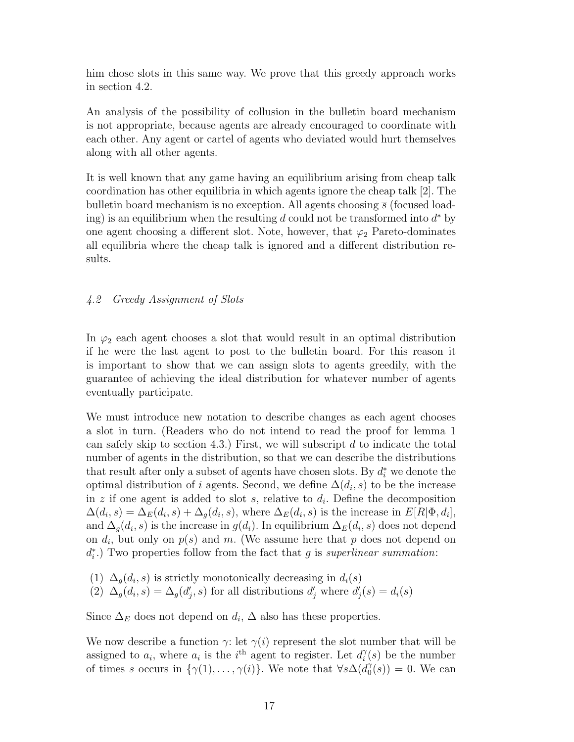him chose slots in this same way. We prove that this greedy approach works in section 4.2.

An analysis of the possibility of collusion in the bulletin board mechanism is not appropriate, because agents are already encouraged to coordinate with each other. Any agent or cartel of agents who deviated would hurt themselves along with all other agents.

It is well known that any game having an equilibrium arising from cheap talk coordination has other equilibria in which agents ignore the cheap talk [2]. The bulletin board mechanism is no exception. All agents choosing $\overline{s}$ (focused loading) is an equilibrium when the resulting $d$ could not be transformed into $d^*$ by one agent choosing a different slot. Note, however, that $\varphi_2$ Pareto-dominates all equilibria where the cheap talk is ignored and a different distribution results.

### *4.2 Greedy Assignment of Slots*

In $\varphi_2$ each agent chooses a slot that would result in an optimal distribution if he were the last agent to post to the bulletin board. For this reason it is important to show that we can assign slots to agents greedily, with the guarantee of achieving the ideal distribution for whatever number of agents eventually participate.

We must introduce new notation to describe changes as each agent chooses a slot in turn. (Readers who do not intend to read the proof for lemma 1 can safely skip to section 4.3.) First, we will subscript $d$ to indicate the total number of agents in the distribution, so that we can describe the distributions that result after only a subset of agents have chosen slots. By $d_i^*$ we denote the optimal distribution of $i$ agents. Second, we define $\Delta(d_i, s)$ to be the increase in $z$ if one agent is added to slot $s$, relative to $d_i$. Define the decomposition $\Delta(d_i, s) = \Delta_E(d_i, s) + \Delta_g(d_i, s)$, where $\Delta_E(d_i, s)$ is the increase in $E[R|\Phi, d_i]$, and $\Delta_g(d_i, s)$ is the increase in $g(d_i)$. In equilibrium $\Delta_E(d_i, s)$ does not depend on $d_i$, but only on $p(s)$ and $m$. (We assume here that $p$ does not depend on $d_i^*$.) Two properties follow from the fact that $g$ is *superlinear summation*:

(1) $\Delta_g(d_i, s)$ is strictly monotonically decreasing in $d_i(s)$
(2) $\Delta_g(d_i, s) = \Delta_g(d'_j, s)$ for all distributions $d'_j$ where $d'_j(s) = d_i(s)$

Since $\Delta_E$ does not depend on $d_i$, $\Delta$ also has these properties.

We now describe a function $\gamma$: let $\gamma(i)$ represent the slot number that will be assigned to $a_i$, where $a_i$ is the $i^{\text{th}}$ agent to register. Let $d_i^\gamma(s)$ be the number of times $s$ occurs in $\{\gamma(1), \ldots, \gamma(i)\}$. We note that $\forall s \Delta(d_0^\gamma(s)) = 0$. We can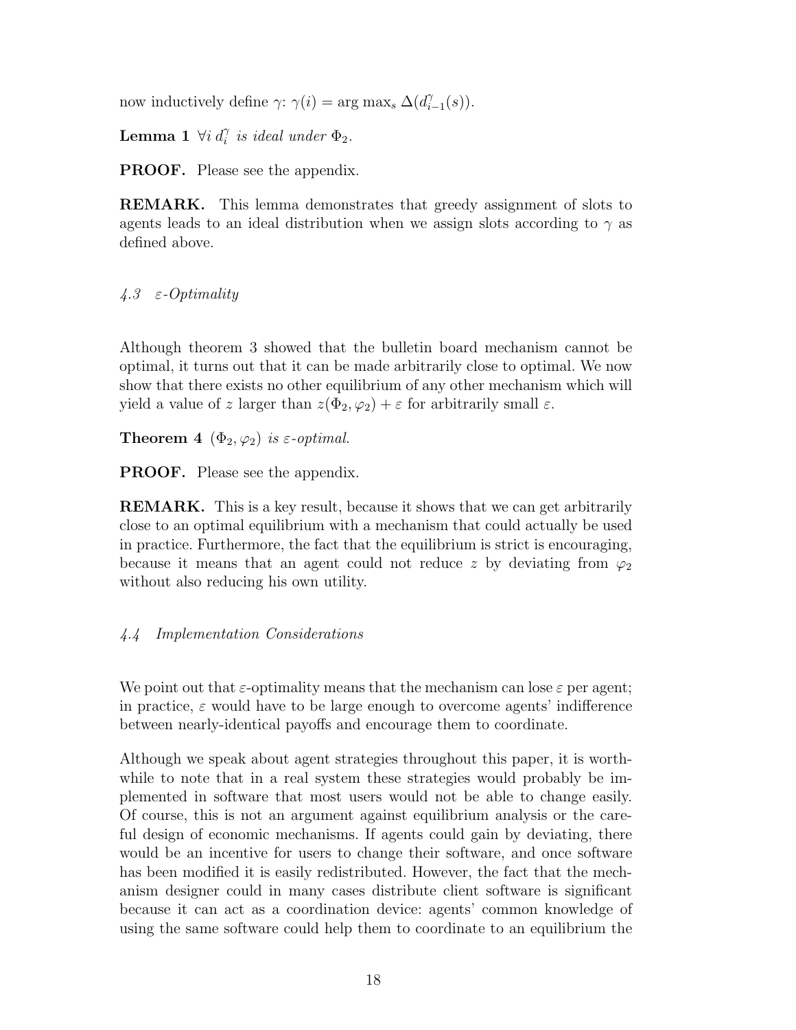now inductively define $\gamma$: $\gamma(i) = \arg\max_s \Delta(d^{\gamma}_{i-1}(s))$.

**Lemma 1** *$\forall i$ $d^{\gamma}_i$ is ideal under $\Phi_2$.*

**PROOF.** Please see the appendix.

**REMARK.** This lemma demonstrates that greedy assignment of slots to agents leads to an ideal distribution when we assign slots according to $\gamma$ as defined above.

### *4.3 $\varepsilon$-Optimality*

Although theorem 3 showed that the bulletin board mechanism cannot be optimal, it turns out that it can be made arbitrarily close to optimal. We now show that there exists no other equilibrium of any other mechanism which will yield a value of $z$ larger than $z(\Phi_2, \varphi_2) + \varepsilon$ for arbitrarily small $\varepsilon$.

**Theorem 4** *$(\Phi_2, \varphi_2)$ is $\varepsilon$-optimal.*

**PROOF.** Please see the appendix.

**REMARK.** This is a key result, because it shows that we can get arbitrarily close to an optimal equilibrium with a mechanism that could actually be used in practice. Furthermore, the fact that the equilibrium is strict is encouraging, because it means that an agent could not reduce $z$ by deviating from $\varphi_2$ without also reducing his own utility.

### *4.4 Implementation Considerations*

We point out that $\varepsilon$-optimality means that the mechanism can lose $\varepsilon$ per agent; in practice, $\varepsilon$ would have to be large enough to overcome agents' indifference between nearly-identical payoffs and encourage them to coordinate.

Although we speak about agent strategies throughout this paper, it is worthwhile to note that in a real system these strategies would probably be implemented in software that most users would not be able to change easily. Of course, this is not an argument against equilibrium analysis or the careful design of economic mechanisms. If agents could gain by deviating, there would be an incentive for users to change their software, and once software has been modified it is easily redistributed. However, the fact that the mechanism designer could in many cases distribute client software is significant because it can act as a coordination device: agents' common knowledge of using the same software could help them to coordinate to an equilibrium the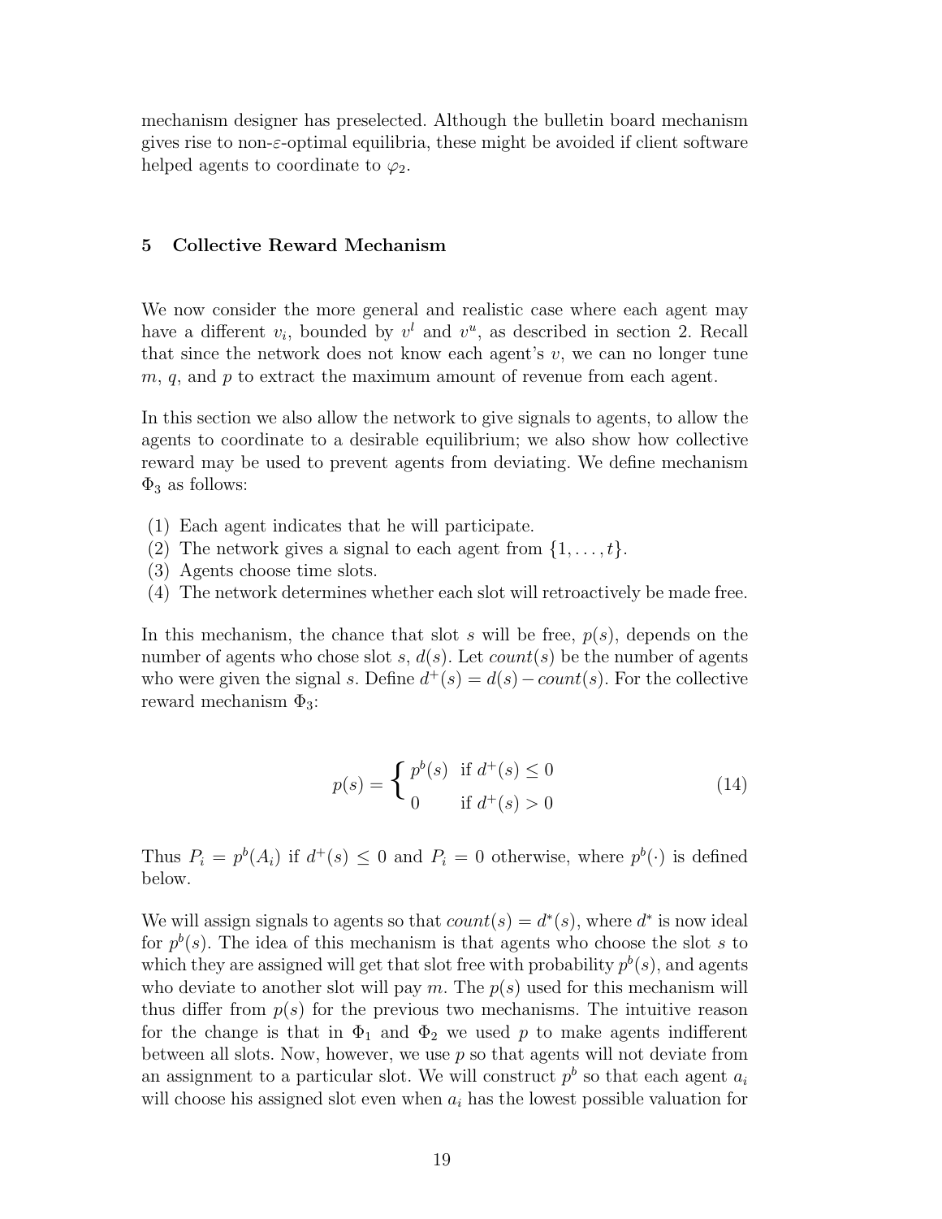mechanism designer has preselected. Although the bulletin board mechanism gives rise to non-$\varepsilon$-optimal equilibria, these might be avoided if client software helped agents to coordinate to $\varphi_2$.

## 5 Collective Reward Mechanism

We now consider the more general and realistic case where each agent may have a different $v_i$, bounded by $v^l$ and $v^u$, as described in section 2. Recall that since the network does not know each agent's $v$, we can no longer tune $m$, $q$, and $p$ to extract the maximum amount of revenue from each agent.

In this section we also allow the network to give signals to agents, to allow the agents to coordinate to a desirable equilibrium; we also show how collective reward may be used to prevent agents from deviating. We define mechanism $\Phi_3$ as follows:

(1) Each agent indicates that he will participate.
(2) The network gives a signal to each agent from $\{1, \dots, t\}$.
(3) Agents choose time slots.
(4) The network determines whether each slot will retroactively be made free.

In this mechanism, the chance that slot $s$ will be free, $p(s)$, depends on the number of agents who chose slot $s$, $d(s)$. Let $count(s)$ be the number of agents who were given the signal $s$. Define $d^+(s) = d(s) - count(s)$. For the collective reward mechanism $\Phi_3$:

$$p(s) = \begin{cases} p^b(s) & \text{if } d^+(s) \leq 0 \\ 0 & \text{if } d^+(s) > 0 \end{cases} \tag{14}$$

Thus $P_i = p^b(A_i)$ if $d^+(s) \leq 0$ and $P_i = 0$ otherwise, where $p^b(\cdot)$ is defined below.

We will assign signals to agents so that $count(s) = d^*(s)$, where $d^*$ is now ideal for $p^b(s)$. The idea of this mechanism is that agents who choose the slot $s$ to which they are assigned will get that slot free with probability $p^b(s)$, and agents who deviate to another slot will pay $m$. The $p(s)$ used for this mechanism will thus differ from $p(s)$ for the previous two mechanisms. The intuitive reason for the change is that in $\Phi_1$ and $\Phi_2$ we used $p$ to make agents indifferent between all slots. Now, however, we use $p$ so that agents will not deviate from an assignment to a particular slot. We will construct $p^b$ so that each agent $a_i$ will choose his assigned slot even when $a_i$ has the lowest possible valuation for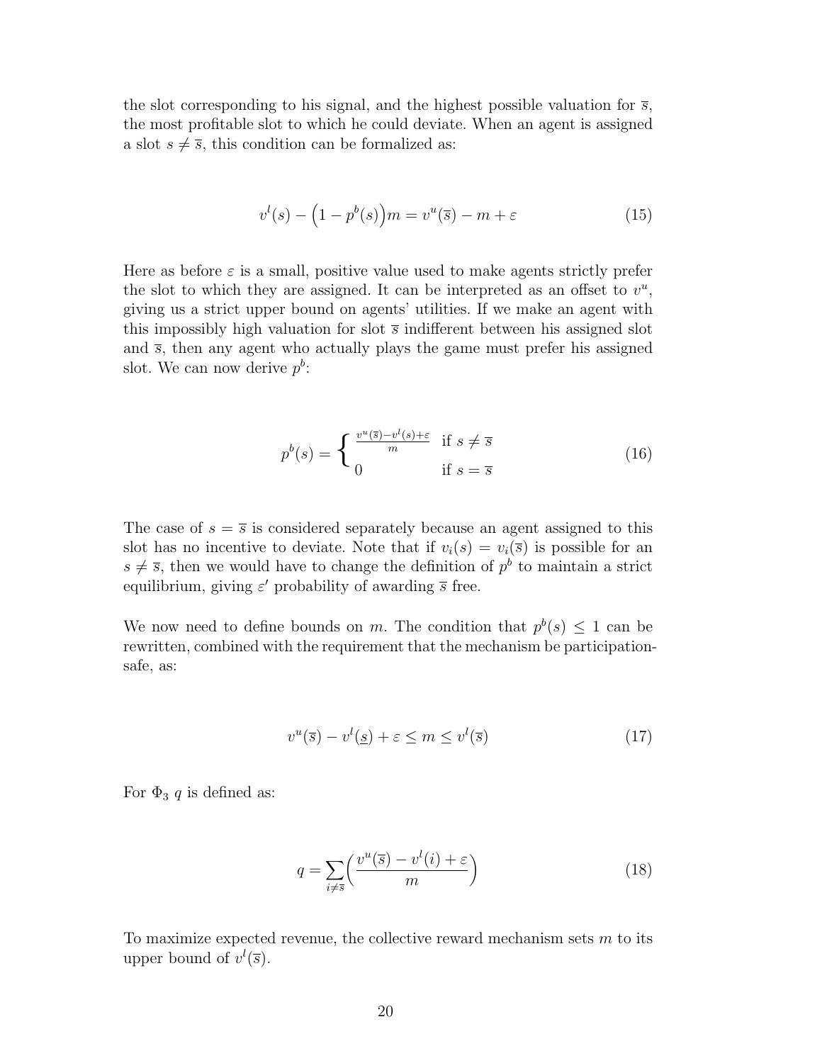the slot corresponding to his signal, and the highest possible valuation for $\overline{s}$, the most profitable slot to which he could deviate. When an agent is assigned a slot $s \neq \overline{s}$, this condition can be formalized as:

$$v^l(s) - \Big(1 - p^b(s)\Big)m = v^u(\overline{s}) - m + \varepsilon \tag{15}$$

Here as before $\varepsilon$ is a small, positive value used to make agents strictly prefer the slot to which they are assigned. It can be interpreted as an offset to $v^u$, giving us a strict upper bound on agents' utilities. If we make an agent with this impossibly high valuation for slot $\overline{s}$ indifferent between his assigned slot and $\overline{s}$, then any agent who actually plays the game must prefer his assigned slot. We can now derive $p^b$:

$$p^b(s) = \begin{cases} \frac{v^u(\overline{s}) - v^l(s) + \varepsilon}{m} & \text{if } s \neq \overline{s} \\ 0 & \text{if } s = \overline{s} \end{cases} \tag{16}$$

The case of $s = \overline{s}$ is considered separately because an agent assigned to this slot has no incentive to deviate. Note that if $v_i(s) = v_i(\overline{s})$ is possible for an $s \neq \overline{s}$, then we would have to change the definition of $p^b$ to maintain a strict equilibrium, giving $\varepsilon'$ probability of awarding $\overline{s}$ free.

We now need to define bounds on $m$. The condition that $p^b(s) \leq 1$ can be rewritten, combined with the requirement that the mechanism be participation-safe, as:

$$v^u(\overline{s}) - v^l(\underline{s}) + \varepsilon \leq m \leq v^l(\overline{s}) \tag{17}$$

For $\Phi_3$ $q$ is defined as:

$$q = \sum_{i \neq \overline{s}} \Big( \frac{v^u(\overline{s}) - v^l(i) + \varepsilon}{m} \Big) \tag{18}$$

To maximize expected revenue, the collective reward mechanism sets $m$ to its upper bound of $v^l(\overline{s})$.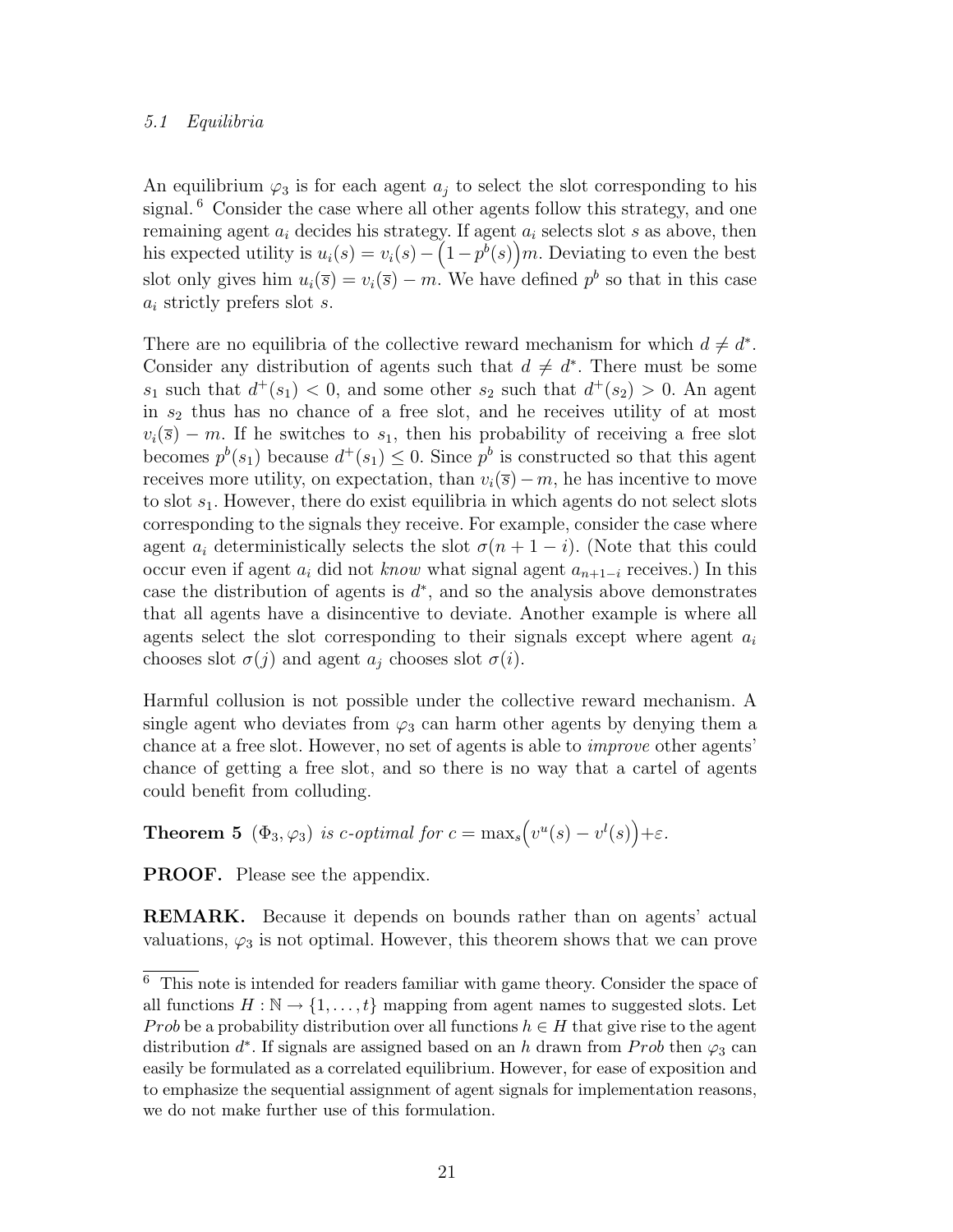### 5.1 Equilibria

An equilibrium $\varphi_3$ is for each agent $a_j$ to select the slot corresponding to his signal.[6] Consider the case where all other agents follow this strategy, and one remaining agent $a_i$ decides his strategy. If agent $a_i$ selects slot $s$ as above, then his expected utility is $u_i(s) = v_i(s) - \left(1 - p^b(s)\right)m$. Deviating to even the best slot only gives him $u_i(\overline{s}) = v_i(\overline{s}) - m$. We have defined $p^b$ so that in this case $a_i$ strictly prefers slot $s$.

There are no equilibria of the collective reward mechanism for which $d \neq d^*$. Consider any distribution of agents such that $d \neq d^*$. There must be some $s_1$ such that $d^+(s_1) < 0$, and some other $s_2$ such that $d^+(s_2) > 0$. An agent in $s_2$ thus has no chance of a free slot, and he receives utility of at most $v_i(\overline{s}) - m$. If he switches to $s_1$, then his probability of receiving a free slot becomes $p^b(s_1)$ because $d^+(s_1) \leq 0$. Since $p^b$ is constructed so that this agent receives more utility, on expectation, than $v_i(\overline{s}) - m$, he has incentive to move to slot $s_1$. However, there do exist equilibria in which agents do not select slots corresponding to the signals they receive. For example, consider the case where agent $a_i$ deterministically selects the slot $\sigma(n + 1 - i)$. (Note that this could occur even if agent $a_i$ did not *know* what signal agent $a_{n+1-i}$ receives.) In this case the distribution of agents is $d^*$, and so the analysis above demonstrates that all agents have a disincentive to deviate. Another example is where all agents select the slot corresponding to their signals except where agent $a_i$ chooses slot $\sigma(j)$ and agent $a_j$ chooses slot $\sigma(i)$.

Harmful collusion is not possible under the collective reward mechanism. A single agent who deviates from $\varphi_3$ can harm other agents by denying them a chance at a free slot. However, no set of agents is able to *improve* other agents' chance of getting a free slot, and so there is no way that a cartel of agents could benefit from colluding.

**Theorem 5** *$(\Phi_3, \varphi_3)$ is c-optimal for* $c = \max_s\left(v^u(s) - v^l(s)\right) + \varepsilon$.

**PROOF.** Please see the appendix.

**REMARK.** Because it depends on bounds rather than on agents' actual valuations, $\varphi_3$ is not optimal. However, this theorem shows that we can prove

---

[6] This note is intended for readers familiar with game theory. Consider the space of all functions $H : \mathbb{N} \to \{1, \ldots, t\}$ mapping from agent names to suggested slots. Let *Prob* be a probability distribution over all functions $h \in H$ that give rise to the agent distribution $d^*$. If signals are assigned based on an $h$ drawn from *Prob* then $\varphi_3$ can easily be formulated as a correlated equilibrium. However, for ease of exposition and to emphasize the sequential assignment of agent signals for implementation reasons, we do not make further use of this formulation.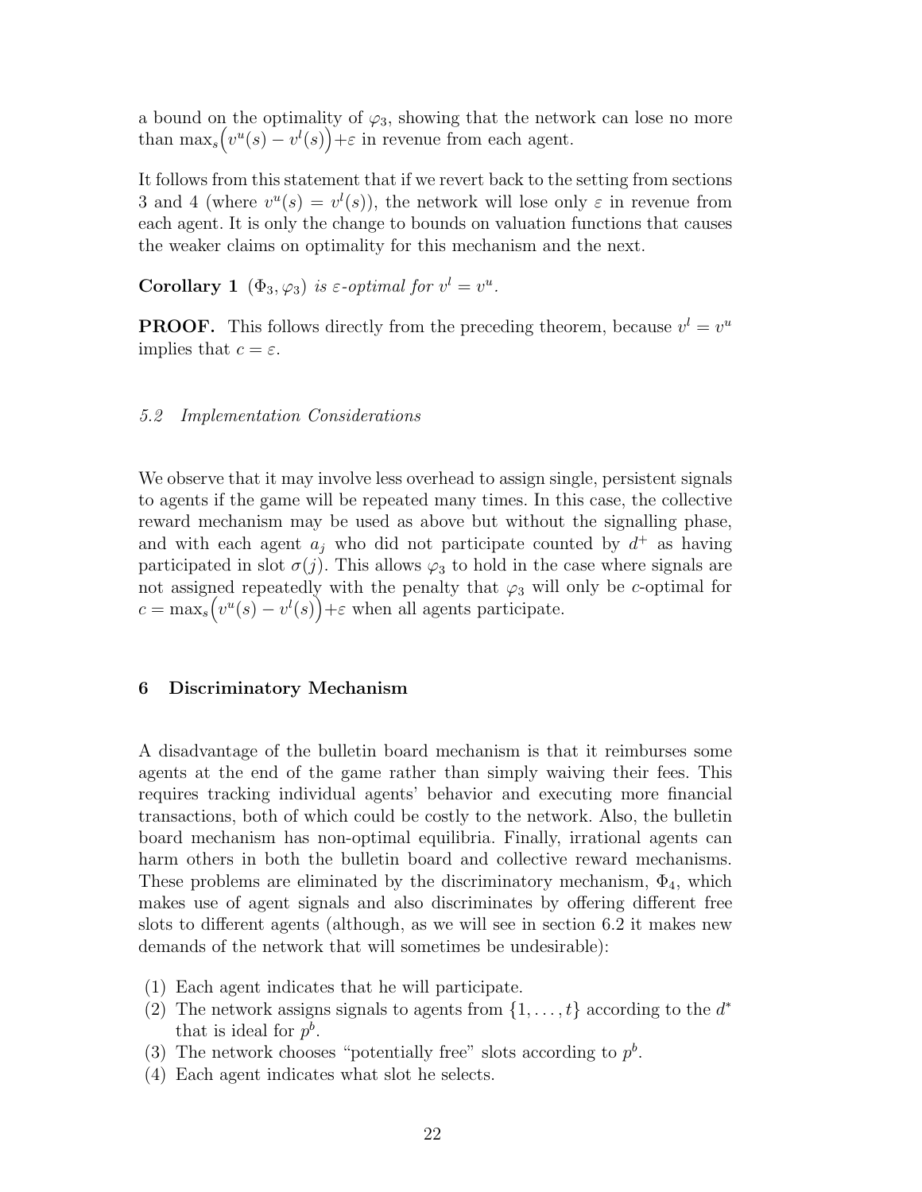a bound on the optimality of $\varphi_3$, showing that the network can lose no more than $\max_s\big(v^u(s) - v^l(s)\big)+\varepsilon$ in revenue from each agent.

It follows from this statement that if we revert back to the setting from sections 3 and 4 (where $v^u(s) = v^l(s)$), the network will lose only $\varepsilon$ in revenue from each agent. It is only the change to bounds on valuation functions that causes the weaker claims on optimality for this mechanism and the next.

**Corollary 1** *$(\Phi_3, \varphi_3)$ is $\varepsilon$-optimal for $v^l = v^u$.*

**PROOF.** This follows directly from the preceding theorem, because $v^l = v^u$ implies that $c = \varepsilon$.

### *5.2 Implementation Considerations*

We observe that it may involve less overhead to assign single, persistent signals to agents if the game will be repeated many times. In this case, the collective reward mechanism may be used as above but without the signalling phase, and with each agent $a_j$ who did not participate counted by $d^+$ as having participated in slot $\sigma(j)$. This allows $\varphi_3$ to hold in the case where signals are not assigned repeatedly with the penalty that $\varphi_3$ will only be $c$-optimal for $c = \max_s\big(v^u(s) - v^l(s)\big)+\varepsilon$ when all agents participate.

## 6 Discriminatory Mechanism

A disadvantage of the bulletin board mechanism is that it reimburses some agents at the end of the game rather than simply waiving their fees. This requires tracking individual agents' behavior and executing more financial transactions, both of which could be costly to the network. Also, the bulletin board mechanism has non-optimal equilibria. Finally, irrational agents can harm others in both the bulletin board and collective reward mechanisms. These problems are eliminated by the discriminatory mechanism, $\Phi_4$, which makes use of agent signals and also discriminates by offering different free slots to different agents (although, as we will see in section 6.2 it makes new demands of the network that will sometimes be undesirable):

(1) Each agent indicates that he will participate.
(2) The network assigns signals to agents from $\{1, \ldots, t\}$ according to the $d^*$ that is ideal for $p^b$.
(3) The network chooses "potentially free" slots according to $p^b$.
(4) Each agent indicates what slot he selects.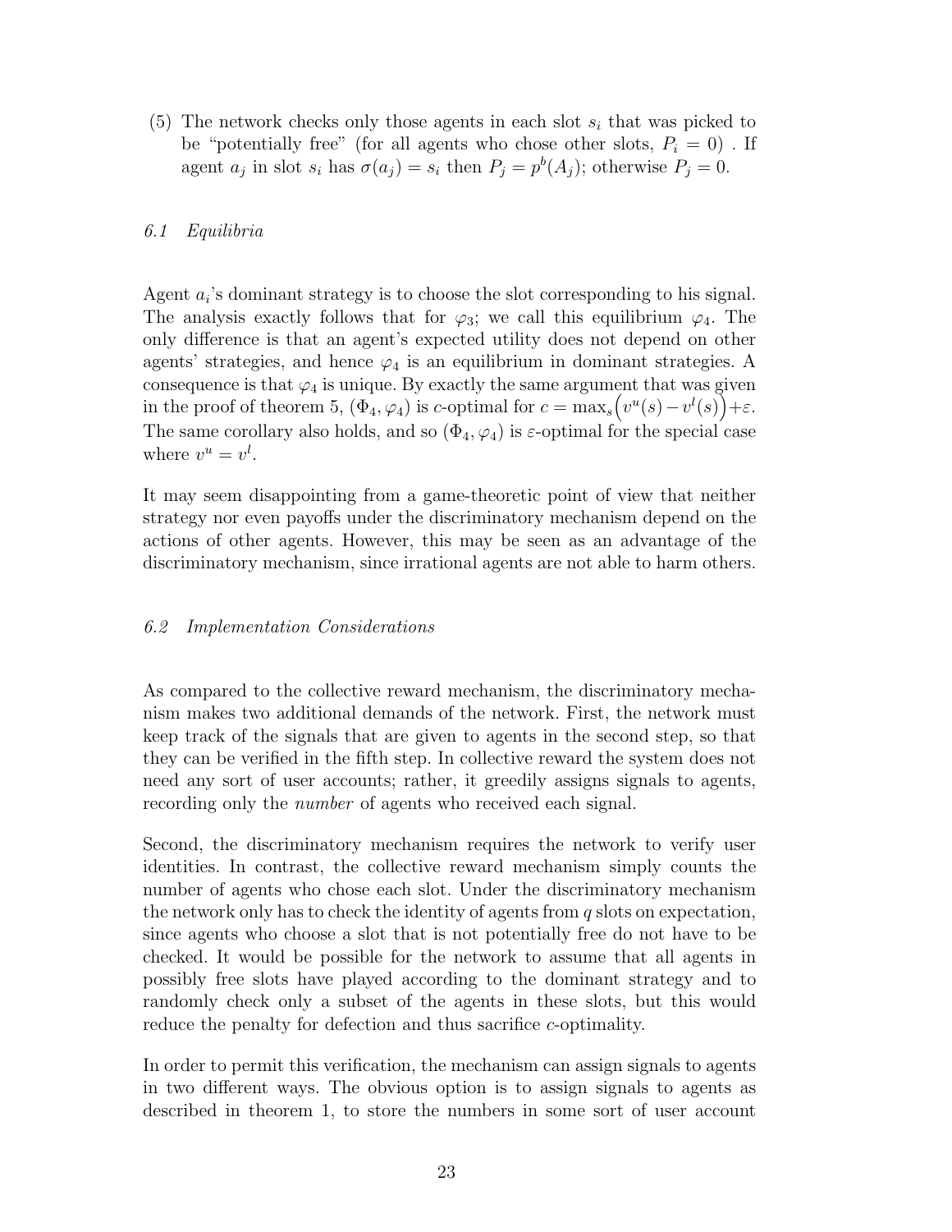(5) The network checks only those agents in each slot $s_i$ that was picked to be "potentially free" (for all agents who chose other slots, $P_i = 0$) . If agent $a_j$ in slot $s_i$ has $\sigma(a_j) = s_i$ then $P_j = p^b(A_j)$; otherwise $P_j = 0$.

### *6.1 Equilibria*

Agent $a_i$'s dominant strategy is to choose the slot corresponding to his signal. The analysis exactly follows that for $\varphi_3$; we call this equilibrium $\varphi_4$. The only difference is that an agent's expected utility does not depend on other agents' strategies, and hence $\varphi_4$ is an equilibrium in dominant strategies. A consequence is that $\varphi_4$ is unique. By exactly the same argument that was given in the proof of theorem 5, $(\Phi_4, \varphi_4)$ is $c$-optimal for $c = \max_s\big(v^u(s) - v^l(s)\big) + \varepsilon$. The same corollary also holds, and so $(\Phi_4, \varphi_4)$ is $\varepsilon$-optimal for the special case where $v^u = v^l$.

It may seem disappointing from a game-theoretic point of view that neither strategy nor even payoffs under the discriminatory mechanism depend on the actions of other agents. However, this may be seen as an advantage of the discriminatory mechanism, since irrational agents are not able to harm others.

### *6.2 Implementation Considerations*

As compared to the collective reward mechanism, the discriminatory mechanism makes two additional demands of the network. First, the network must keep track of the signals that are given to agents in the second step, so that they can be verified in the fifth step. In collective reward the system does not need any sort of user accounts; rather, it greedily assigns signals to agents, recording only the *number* of agents who received each signal.

Second, the discriminatory mechanism requires the network to verify user identities. In contrast, the collective reward mechanism simply counts the number of agents who chose each slot. Under the discriminatory mechanism the network only has to check the identity of agents from $q$ slots on expectation, since agents who choose a slot that is not potentially free do not have to be checked. It would be possible for the network to assume that all agents in possibly free slots have played according to the dominant strategy and to randomly check only a subset of the agents in these slots, but this would reduce the penalty for defection and thus sacrifice $c$-optimality.

In order to permit this verification, the mechanism can assign signals to agents in two different ways. The obvious option is to assign signals to agents as described in theorem 1, to store the numbers in some sort of user account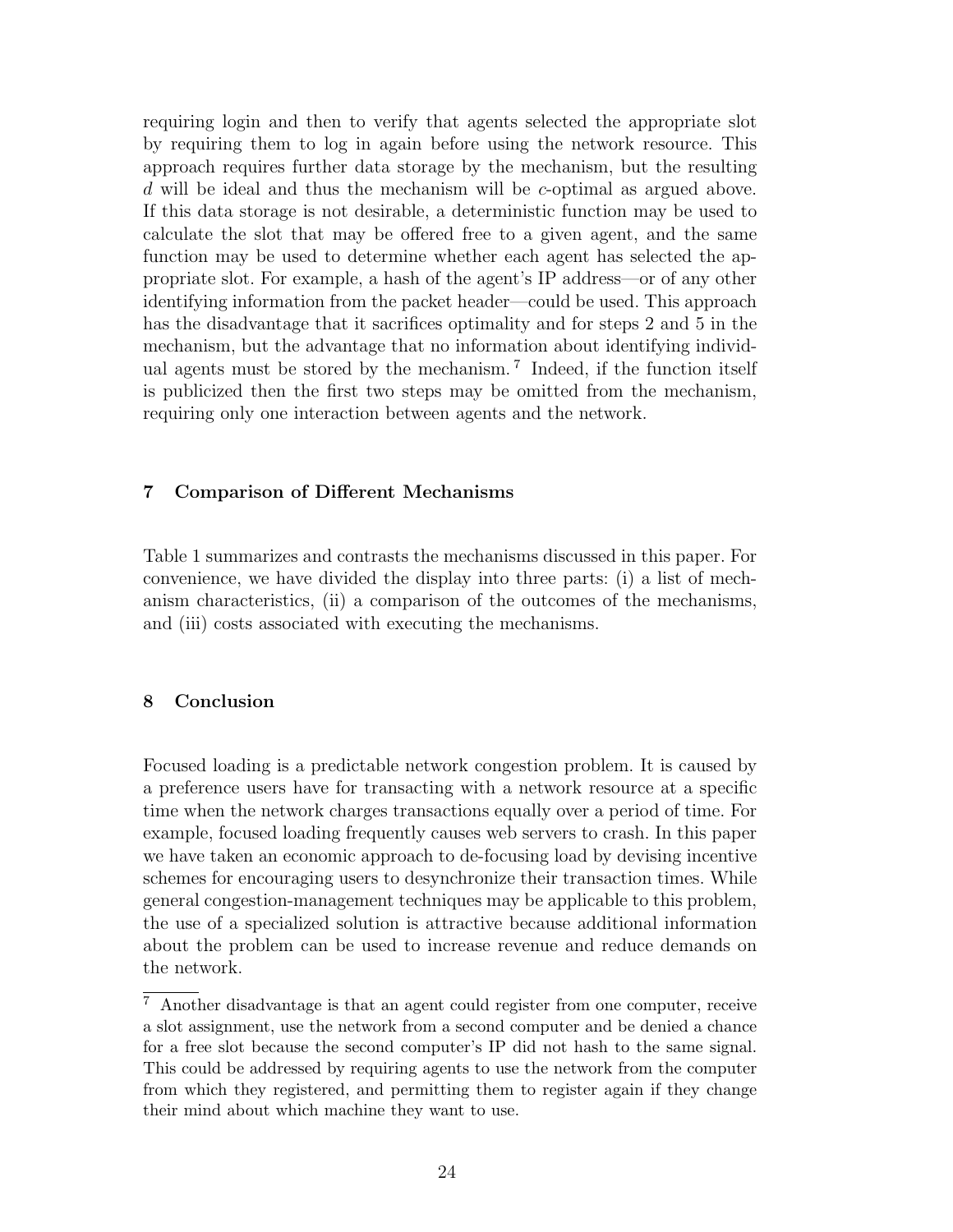requiring login and then to verify that agents selected the appropriate slot by requiring them to log in again before using the network resource. This approach requires further data storage by the mechanism, but the resulting $d$ will be ideal and thus the mechanism will be $c$-optimal as argued above. If this data storage is not desirable, a deterministic function may be used to calculate the slot that may be offered free to a given agent, and the same function may be used to determine whether each agent has selected the appropriate slot. For example, a hash of the agent's IP address—or of any other identifying information from the packet header—could be used. This approach has the disadvantage that it sacrifices optimality and for steps 2 and 5 in the mechanism, but the advantage that no information about identifying individual agents must be stored by the mechanism.[7] Indeed, if the function itself is publicized then the first two steps may be omitted from the mechanism, requiring only one interaction between agents and the network.

## 7 Comparison of Different Mechanisms

Table 1 summarizes and contrasts the mechanisms discussed in this paper. For convenience, we have divided the display into three parts: (i) a list of mechanism characteristics, (ii) a comparison of the outcomes of the mechanisms, and (iii) costs associated with executing the mechanisms.

## 8 Conclusion

Focused loading is a predictable network congestion problem. It is caused by a preference users have for transacting with a network resource at a specific time when the network charges transactions equally over a period of time. For example, focused loading frequently causes web servers to crash. In this paper we have taken an economic approach to de-focusing load by devising incentive schemes for encouraging users to desynchronize their transaction times. While general congestion-management techniques may be applicable to this problem, the use of a specialized solution is attractive because additional information about the problem can be used to increase revenue and reduce demands on the network.

[7] Another disadvantage is that an agent could register from one computer, receive a slot assignment, use the network from a second computer and be denied a chance for a free slot because the second computer's IP did not hash to the same signal. This could be addressed by requiring agents to use the network from the computer from which they registered, and permitting them to register again if they change their mind about which machine they want to use.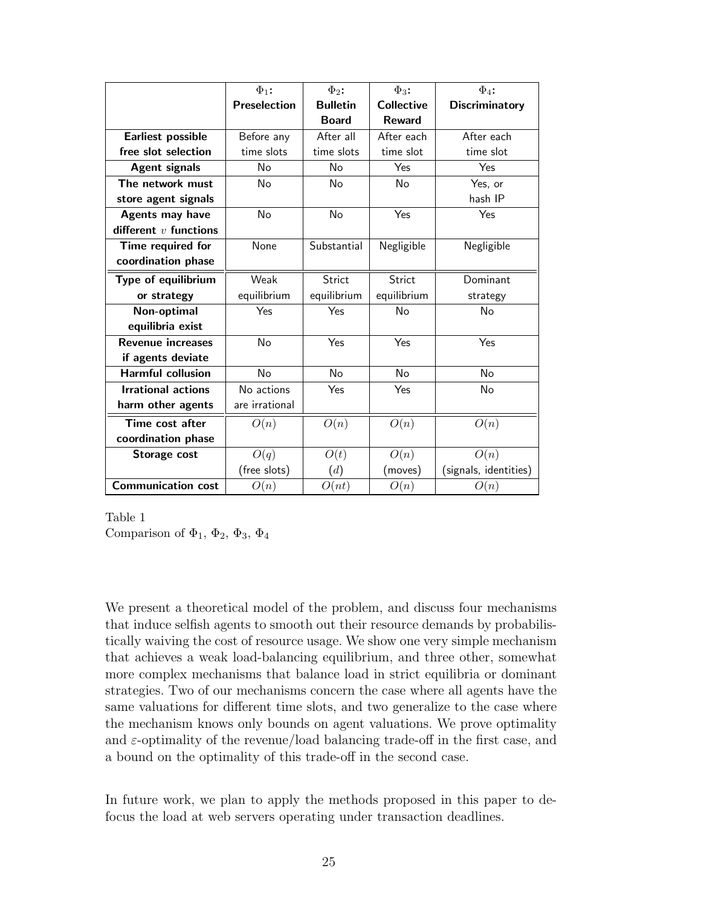| | $\Phi_1$: **Preselection** | $\Phi_2$: **Bulletin Board** | $\Phi_3$: **Collective Reward** | $\Phi_4$: **Discriminatory** |
|---|---|---|---|---|
| **Earliest possible free slot selection** | Before any time slots | After all time slots | After each time slot | After each time slot |
| **Agent signals** | No | No | Yes | Yes |
| **The network must store agent signals** | No | No | No | Yes, or hash IP |
| **Agents may have different $v$ functions** | No | No | Yes | Yes |
| **Time required for coordination phase** | None | Substantial | Negligible | Negligible |
| **Type of equilibrium or strategy** | Weak equilibrium | Strict equilibrium | Strict equilibrium | Dominant strategy |
| **Non-optimal equilibria exist** | Yes | Yes | No | No |
| **Revenue increases if agents deviate** | No | Yes | Yes | Yes |
| **Harmful collusion** | No | No | No | No |
| **Irrational actions harm other agents** | No actions are irrational | Yes | Yes | No |
| **Time cost after coordination phase** | $O(n)$ | $O(n)$ | $O(n)$ | $O(n)$ |
| **Storage cost** | $O(q)$ (free slots) | $O(t)$ ($d$) | $O(n)$ (moves) | $O(n)$ (signals, identities) |
| **Communication cost** | $O(n)$ | $O(nt)$ | $O(n)$ | $O(n)$ |

Table 1
Comparison of $\Phi_1$, $\Phi_2$, $\Phi_3$, $\Phi_4$

We present a theoretical model of the problem, and discuss four mechanisms that induce selfish agents to smooth out their resource demands by probabilistically waiving the cost of resource usage. We show one very simple mechanism that achieves a weak load-balancing equilibrium, and three other, somewhat more complex mechanisms that balance load in strict equilibria or dominant strategies. Two of our mechanisms concern the case where all agents have the same valuations for different time slots, and two generalize to the case where the mechanism knows only bounds on agent valuations. We prove optimality and $\varepsilon$-optimality of the revenue/load balancing trade-off in the first case, and a bound on the optimality of this trade-off in the second case.

In future work, we plan to apply the methods proposed in this paper to defocus the load at web servers operating under transaction deadlines.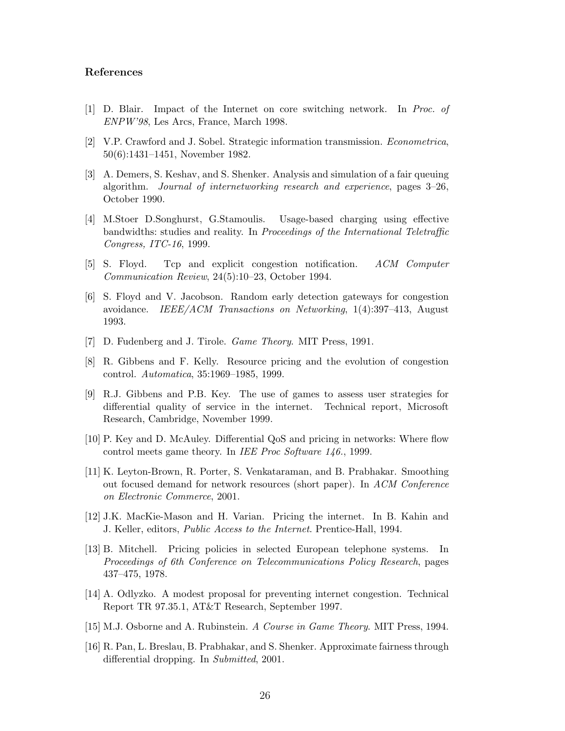### References

[1] D. Blair. Impact of the Internet on core switching network. In *Proc. of ENPW'98*, Les Arcs, France, March 1998.

[2] V.P. Crawford and J. Sobel. Strategic information transmission. *Econometrica*, 50(6):1431–1451, November 1982.

[3] A. Demers, S. Keshav, and S. Shenker. Analysis and simulation of a fair queuing algorithm. *Journal of internetworking research and experience*, pages 3–26, October 1990.

[4] M.Stoer D.Songhurst, G.Stamoulis. Usage-based charging using effective bandwidths: studies and reality. In *Proceedings of the International Teletraffic Congress, ITC-16*, 1999.

[5] S. Floyd. Tcp and explicit congestion notification. *ACM Computer Communication Review*, 24(5):10–23, October 1994.

[6] S. Floyd and V. Jacobson. Random early detection gateways for congestion avoidance. *IEEE/ACM Transactions on Networking*, 1(4):397–413, August 1993.

[7] D. Fudenberg and J. Tirole. *Game Theory*. MIT Press, 1991.

[8] R. Gibbens and F. Kelly. Resource pricing and the evolution of congestion control. *Automatica*, 35:1969–1985, 1999.

[9] R.J. Gibbens and P.B. Key. The use of games to assess user strategies for differential quality of service in the internet. Technical report, Microsoft Research, Cambridge, November 1999.

[10] P. Key and D. McAuley. Differential QoS and pricing in networks: Where flow control meets game theory. In *IEE Proc Software 146.*, 1999.

[11] K. Leyton-Brown, R. Porter, S. Venkataraman, and B. Prabhakar. Smoothing out focused demand for network resources (short paper). In *ACM Conference on Electronic Commerce*, 2001.

[12] J.K. MacKie-Mason and H. Varian. Pricing the internet. In B. Kahin and J. Keller, editors, *Public Access to the Internet*. Prentice-Hall, 1994.

[13] B. Mitchell. Pricing policies in selected European telephone systems. In *Proceedings of 6th Conference on Telecommunications Policy Research*, pages 437–475, 1978.

[14] A. Odlyzko. A modest proposal for preventing internet congestion. Technical Report TR 97.35.1, AT&T Research, September 1997.

[15] M.J. Osborne and A. Rubinstein. *A Course in Game Theory*. MIT Press, 1994.

[16] R. Pan, L. Breslau, B. Prabhakar, and S. Shenker. Approximate fairness through differential dropping. In *Submitted*, 2001.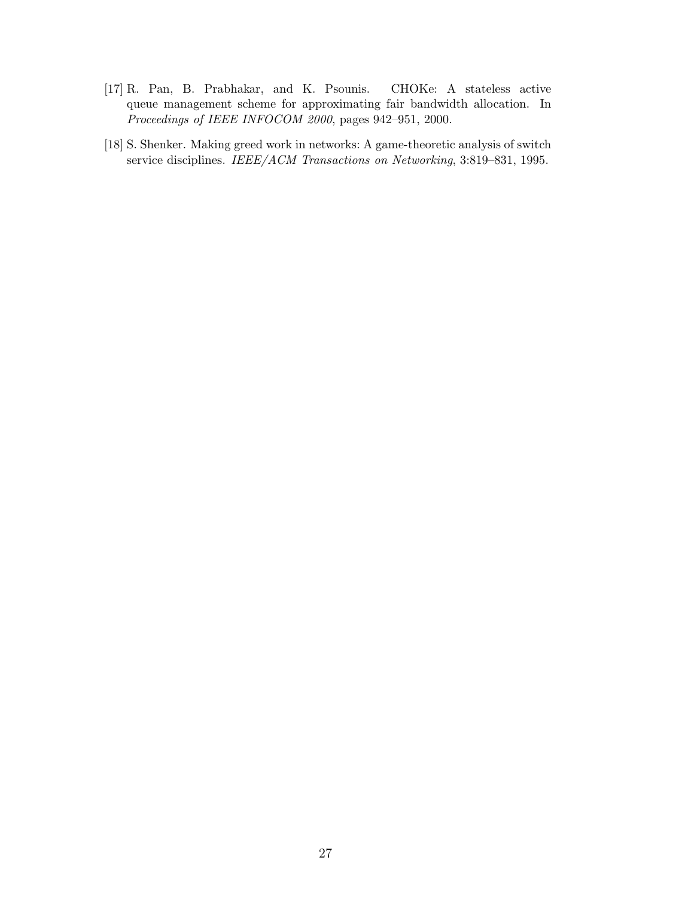[17] R. Pan, B. Prabhakar, and K. Psounis. CHOKe: A stateless active queue management scheme for approximating fair bandwidth allocation. In *Proceedings of IEEE INFOCOM 2000*, pages 942–951, 2000.

[18] S. Shenker. Making greed work in networks: A game-theoretic analysis of switch service disciplines. *IEEE/ACM Transactions on Networking*, 3:819–831, 1995.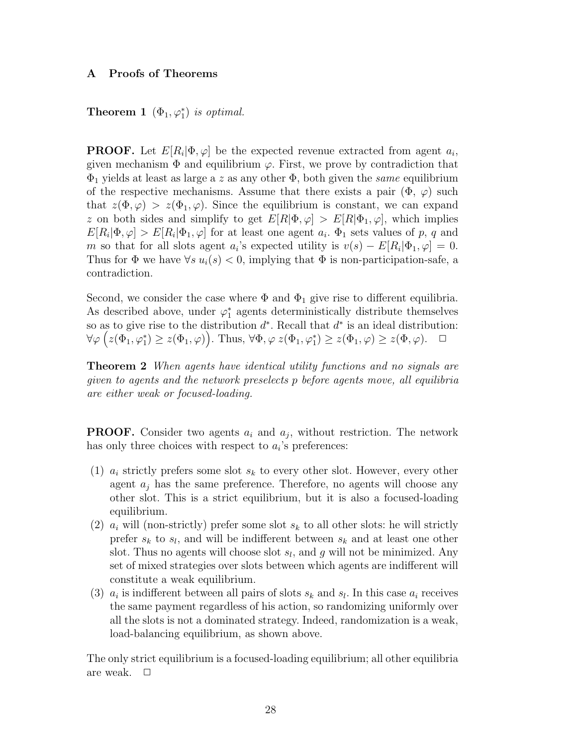## A Proofs of Theorems

**Theorem 1** *$(\Phi_1, \varphi_1^*)$ is optimal.*

**PROOF.** Let $E[R_i|\Phi, \varphi]$ be the expected revenue extracted from agent $a_i$, given mechanism $\Phi$ and equilibrium $\varphi$. First, we prove by contradiction that $\Phi_1$ yields at least as large a $z$ as any other $\Phi$, both given the *same* equilibrium of the respective mechanisms. Assume that there exists a pair ($\Phi$, $\varphi$) such that $z(\Phi, \varphi) > z(\Phi_1, \varphi)$. Since the equilibrium is constant, we can expand $z$ on both sides and simplify to get $E[R|\Phi, \varphi] > E[R|\Phi_1, \varphi]$, which implies $E[R_i|\Phi, \varphi] > E[R_i|\Phi_1, \varphi]$ for at least one agent $a_i$. $\Phi_1$ sets values of $p$, $q$ and $m$ so that for all slots agent $a_i$'s expected utility is $v(s) - E[R_i|\Phi_1, \varphi] = 0$. Thus for $\Phi$ we have $\forall s \; u_i(s) < 0$, implying that $\Phi$ is non-participation-safe, a contradiction.

Second, we consider the case where $\Phi$ and $\Phi_1$ give rise to different equilibria. As described above, under $\varphi_1^*$ agents deterministically distribute themselves so as to give rise to the distribution $d^*$. Recall that $d^*$ is an ideal distribution: $\forall \varphi \left( z(\Phi_1, \varphi_1^*) \geq z(\Phi_1, \varphi) \right)$. Thus, $\forall \Phi, \varphi \; z(\Phi_1, \varphi_1^*) \geq z(\Phi_1, \varphi) \geq z(\Phi, \varphi)$. □

**Theorem 2** *When agents have identical utility functions and no signals are given to agents and the network preselects p before agents move, all equilibria are either weak or focused-loading.*

**PROOF.** Consider two agents $a_i$ and $a_j$, without restriction. The network has only three choices with respect to $a_i$'s preferences:

(1) $a_i$ strictly prefers some slot $s_k$ to every other slot. However, every other agent $a_j$ has the same preference. Therefore, no agents will choose any other slot. This is a strict equilibrium, but it is also a focused-loading equilibrium.

(2) $a_i$ will (non-strictly) prefer some slot $s_k$ to all other slots: he will strictly prefer $s_k$ to $s_l$, and will be indifferent between $s_k$ and at least one other slot. Thus no agents will choose slot $s_l$, and $g$ will not be minimized. Any set of mixed strategies over slots between which agents are indifferent will constitute a weak equilibrium.

(3) $a_i$ is indifferent between all pairs of slots $s_k$ and $s_l$. In this case $a_i$ receives the same payment regardless of his action, so randomizing uniformly over all the slots is not a dominated strategy. Indeed, randomization is a weak, load-balancing equilibrium, as shown above.

The only strict equilibrium is a focused-loading equilibrium; all other equilibria are weak. □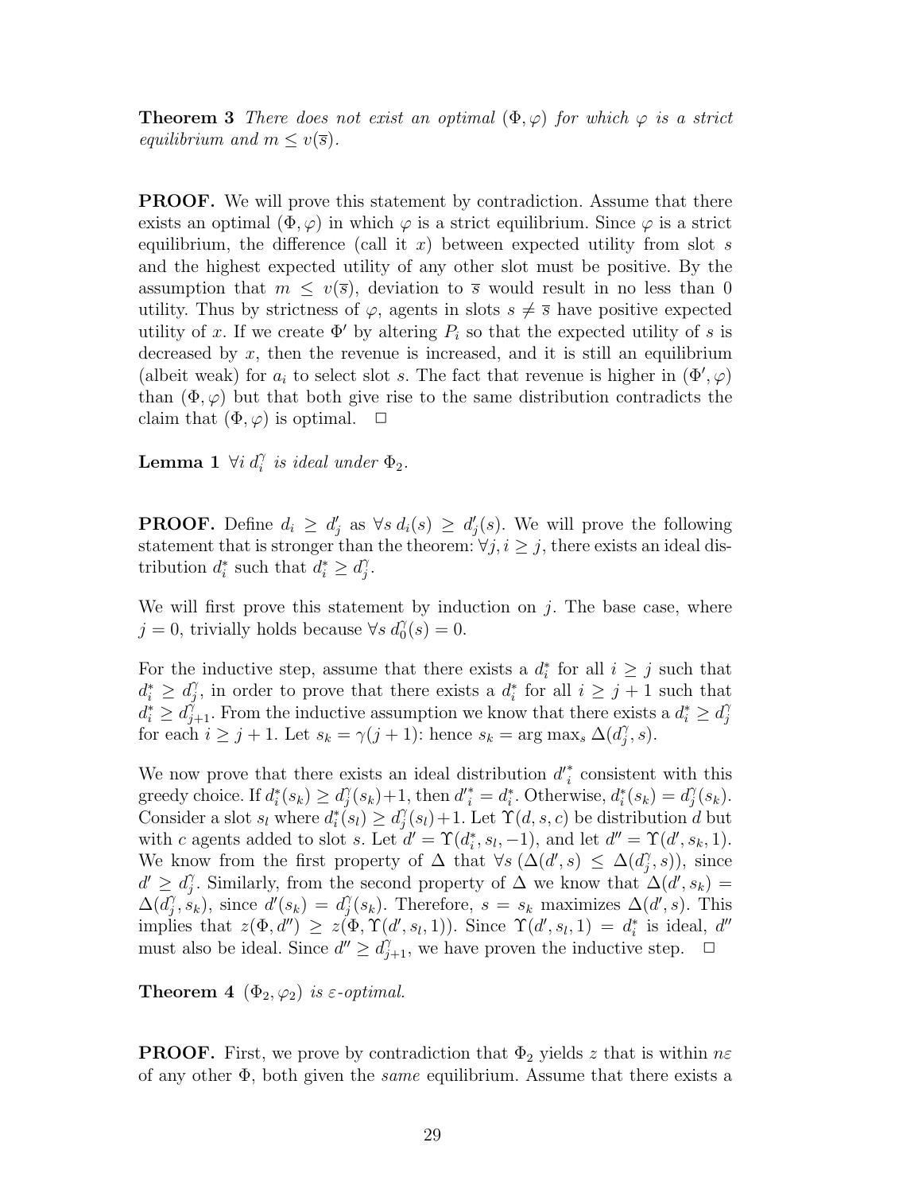**Theorem 3** *There does not exist an optimal $(\Phi, \varphi)$ for which $\varphi$ is a strict equilibrium and $m \leq v(\overline{s})$.*

**PROOF.** We will prove this statement by contradiction. Assume that there exists an optimal $(\Phi, \varphi)$ in which $\varphi$ is a strict equilibrium. Since $\varphi$ is a strict equilibrium, the difference (call it $x$) between expected utility from slot $s$ and the highest expected utility of any other slot must be positive. By the assumption that $m \leq v(\overline{s})$, deviation to $\overline{s}$ would result in no less than 0 utility. Thus by strictness of $\varphi$, agents in slots $s \neq \overline{s}$ have positive expected utility of $x$. If we create $\Phi'$ by altering $P_i$ so that the expected utility of $s$ is decreased by $x$, then the revenue is increased, and it is still an equilibrium (albeit weak) for $a_i$ to select slot $s$. The fact that revenue is higher in $(\Phi', \varphi)$ than $(\Phi, \varphi)$ but that both give rise to the same distribution contradicts the claim that $(\Phi, \varphi)$ is optimal. $\square$

**Lemma 1** *$\forall i\ d_i^\gamma$ is ideal under $\Phi_2$.*

**PROOF.** Define $d_i \geq d'_j$ as $\forall s\ d_i(s) \geq d'_j(s)$. We will prove the following statement that is stronger than the theorem: $\forall j, i \geq j$, there exists an ideal distribution $d_i^*$ such that $d_i^* \geq d_j^\gamma$.

We will first prove this statement by induction on $j$. The base case, where $j = 0$, trivially holds because $\forall s\ d_0^\gamma(s) = 0$.

For the inductive step, assume that there exists a $d_i^*$ for all $i \geq j$ such that $d_i^* \geq d_j^\gamma$, in order to prove that there exists a $d_i^*$ for all $i \geq j+1$ such that $d_i^* \geq d_{j+1}^\gamma$. From the inductive assumption we know that there exists a $d_i^* \geq d_j^\gamma$ for each $i \geq j+1$. Let $s_k = \gamma(j+1)$: hence $s_k = \arg\max_s \Delta(d_j^\gamma, s)$.

We now prove that there exists an ideal distribution $d'^*_i$ consistent with this greedy choice. If $d_i^*(s_k) \geq d_j^\gamma(s_k)+1$, then $d'^*_i = d_i^*$. Otherwise, $d_i^*(s_k) = d_j^\gamma(s_k)$. Consider a slot $s_l$ where $d_i^*(s_l) \geq d_j^\gamma(s_l)+1$. Let $\Upsilon(d, s, c)$ be distribution $d$ but with $c$ agents added to slot $s$. Let $d' = \Upsilon(d_i^*, s_l, -1)$, and let $d'' = \Upsilon(d', s_k, 1)$. We know from the first property of $\Delta$ that $\forall s\ (\Delta(d', s) \leq \Delta(d_j^\gamma, s))$, since $d' \geq d_j^\gamma$. Similarly, from the second property of $\Delta$ we know that $\Delta(d', s_k) = \Delta(d_j^\gamma, s_k)$, since $d'(s_k) = d_j^\gamma(s_k)$. Therefore, $s = s_k$ maximizes $\Delta(d', s)$. This implies that $z(\Phi, d'') \geq z(\Phi, \Upsilon(d', s_l, 1))$. Since $\Upsilon(d', s_l, 1) = d_i^*$ is ideal, $d''$ must also be ideal. Since $d'' \geq d_{j+1}^\gamma$, we have proven the inductive step. $\square$

**Theorem 4** *$(\Phi_2, \varphi_2)$ is $\varepsilon$-optimal.*

**PROOF.** First, we prove by contradiction that $\Phi_2$ yields $z$ that is within $n\varepsilon$ of any other $\Phi$, both given the *same* equilibrium. Assume that there exists a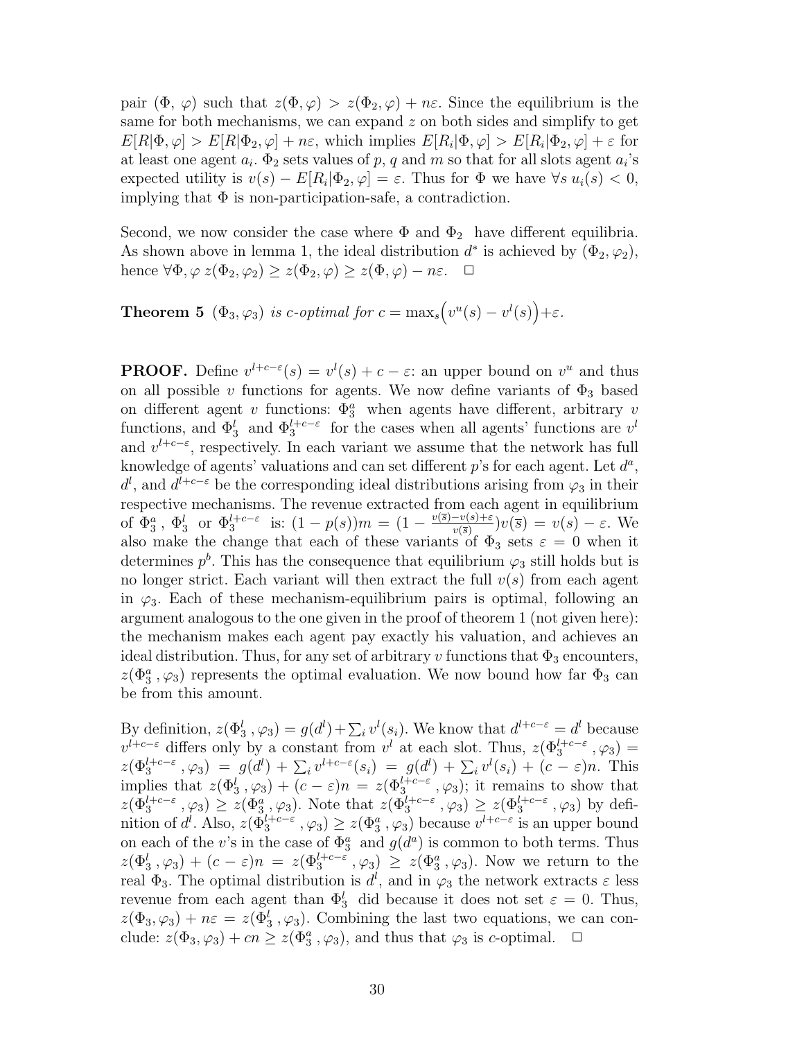pair $(\Phi, \varphi)$ such that $z(\Phi, \varphi) > z(\Phi_2, \varphi) + n\varepsilon$. Since the equilibrium is the same for both mechanisms, we can expand $z$ on both sides and simplify to get $E[R|\Phi, \varphi] > E[R|\Phi_2, \varphi] + n\varepsilon$, which implies $E[R_i|\Phi, \varphi] > E[R_i|\Phi_2, \varphi] + \varepsilon$ for at least one agent $a_i$. $\Phi_2$ sets values of $p$, $q$ and $m$ so that for all slots agent $a_i$'s expected utility is $v(s) - E[R_i|\Phi_2, \varphi] = \varepsilon$. Thus for $\Phi$ we have $\forall s\ u_i(s) < 0$, implying that $\Phi$ is non-participation-safe, a contradiction.

Second, we now consider the case where $\Phi$ and $\Phi_2$ have different equilibria. As shown above in lemma 1, the ideal distribution $d^*$ is achieved by $(\Phi_2, \varphi_2)$, hence $\forall \Phi, \varphi\ z(\Phi_2, \varphi_2) \geq z(\Phi_2, \varphi) \geq z(\Phi, \varphi) - n\varepsilon$. □

**Theorem 5** *$(\Phi_3, \varphi_3)$ is c-optimal for $c = \max_s\Big(v^u(s) - v^l(s)\Big) + \varepsilon$.*

**PROOF.** Define $v^{l+c-\varepsilon}(s) = v^l(s) + c - \varepsilon$: an upper bound on $v^u$ and thus on all possible $v$ functions for agents. We now define variants of $\Phi_3$ based on different agent $v$ functions: $\Phi_3^a$ when agents have different, arbitrary $v$ functions, and $\Phi_3^l$ and $\Phi_3^{l+c-\varepsilon}$ for the cases when all agents' functions are $v^l$ and $v^{l+c-\varepsilon}$, respectively. In each variant we assume that the network has full knowledge of agents' valuations and can set different $p$'s for each agent. Let $d^a$, $d^l$, and $d^{l+c-\varepsilon}$ be the corresponding ideal distributions arising from $\varphi_3$ in their respective mechanisms. The revenue extracted from each agent in equilibrium of $\Phi_3^a$, $\Phi_3^l$ or $\Phi_3^{l+c-\varepsilon}$ is: $(1 - p(s))m = (1 - \frac{v(\overline{s}) - v(s) + \varepsilon}{v(\overline{s})})v(\overline{s}) = v(s) - \varepsilon$. We also make the change that each of these variants of $\Phi_3$ sets $\varepsilon = 0$ when it determines $p^b$. This has the consequence that equilibrium $\varphi_3$ still holds but is no longer strict. Each variant will then extract the full $v(s)$ from each agent in $\varphi_3$. Each of these mechanism-equilibrium pairs is optimal, following an argument analogous to the one given in the proof of theorem 1 (not given here): the mechanism makes each agent pay exactly his valuation, and achieves an ideal distribution. Thus, for any set of arbitrary $v$ functions that $\Phi_3$ encounters, $z(\Phi_3^a, \varphi_3)$ represents the optimal evaluation. We now bound how far $\Phi_3$ can be from this amount.

By definition, $z(\Phi_3^l, \varphi_3) = g(d^l) + \sum_i v^l(s_i)$. We know that $d^{l+c-\varepsilon} = d^l$ because $v^{l+c-\varepsilon}$ differs only by a constant from $v^l$ at each slot. Thus, $z(\Phi_3^{l+c-\varepsilon}, \varphi_3) = z(\Phi_3^{l+c-\varepsilon}, \varphi_3) = g(d^l) + \sum_i v^{l+c-\varepsilon}(s_i) = g(d^l) + \sum_i v^l(s_i) + (c - \varepsilon)n$. This implies that $z(\Phi_3^l, \varphi_3) + (c - \varepsilon)n = z(\Phi_3^{l+c-\varepsilon}, \varphi_3)$; it remains to show that $z(\Phi_3^{l+c-\varepsilon}, \varphi_3) \geq z(\Phi_3^a, \varphi_3)$. Note that $z(\Phi_3^{l+c-\varepsilon}, \varphi_3) \geq z(\Phi_3^{l+c-\varepsilon}, \varphi_3)$ by definition of $d^l$. Also, $z(\Phi_3^{l+c-\varepsilon}, \varphi_3) \geq z(\Phi_3^a, \varphi_3)$ because $v^{l+c-\varepsilon}$ is an upper bound on each of the $v$'s in the case of $\Phi_3^a$ and $g(d^a)$ is common to both terms. Thus $z(\Phi_3^l, \varphi_3) + (c - \varepsilon)n = z(\Phi_3^{l+c-\varepsilon}, \varphi_3) \geq z(\Phi_3^a, \varphi_3)$. Now we return to the real $\Phi_3$. The optimal distribution is $d^l$, and in $\varphi_3$ the network extracts $\varepsilon$ less revenue from each agent than $\Phi_3^l$ did because it does not set $\varepsilon = 0$. Thus, $z(\Phi_3, \varphi_3) + n\varepsilon = z(\Phi_3^l, \varphi_3)$. Combining the last two equations, we can conclude: $z(\Phi_3, \varphi_3) + cn \geq z(\Phi_3^a, \varphi_3)$, and thus that $\varphi_3$ is $c$-optimal. □